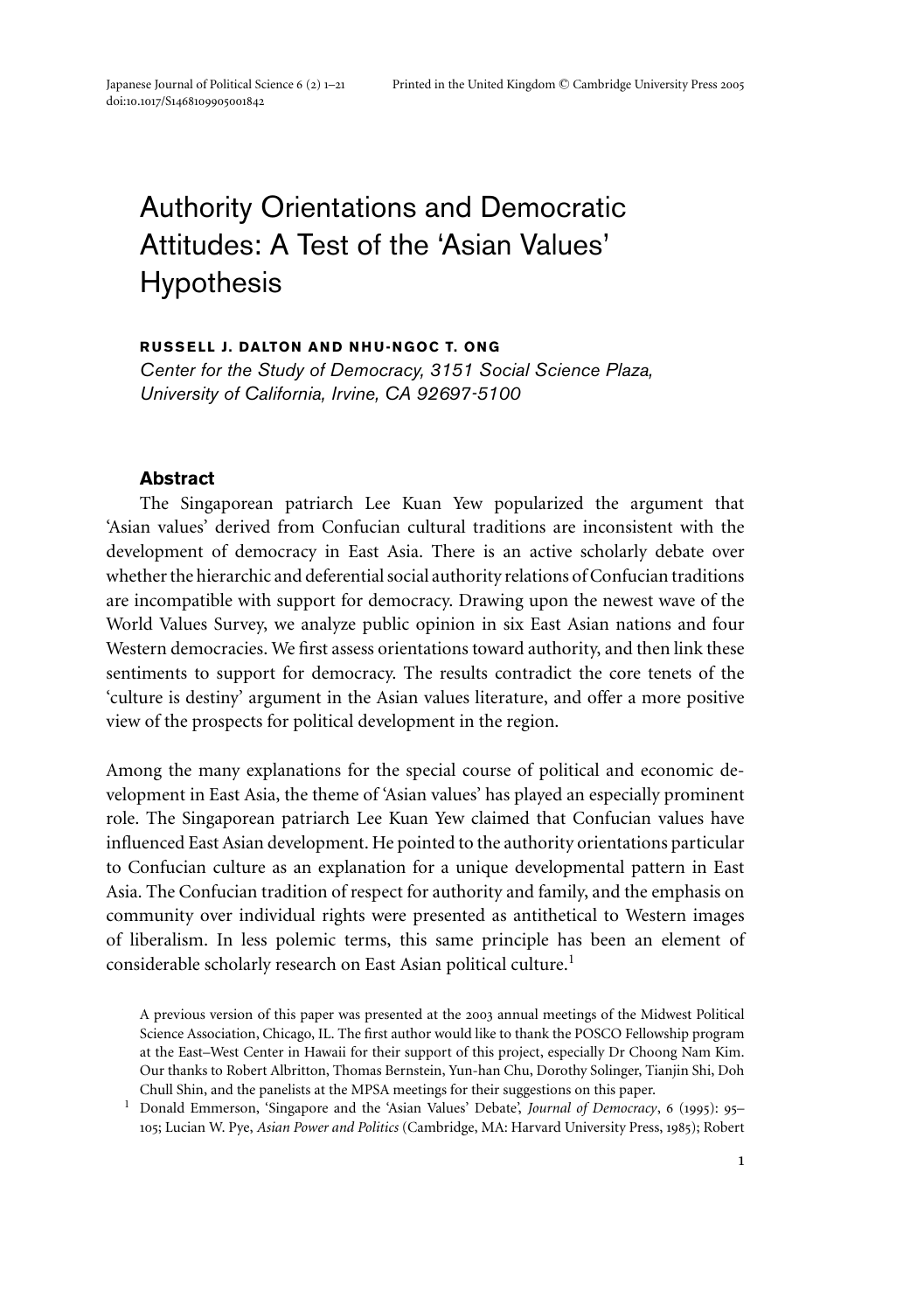# Authority Orientations and Democratic Attitudes: A Test of the 'Asian Values' Hypothesis

**RUSSELL J. DALTON AND NHU-NGOC T. ONG**

*Center for the Study of Democracy, 3151 Social Science Plaza, University of California, Irvine, CA 92697-5100*

### Abstract

The Singaporean patriarch Lee Kuan Yew popularized the argument that 'Asian values' derived from Confucian cultural traditions are inconsistent with the development of democracy in East Asia. There is an active scholarly debate over whether the hierarchic and deferential social authority relations of Confucian traditions are incompatible with support for democracy. Drawing upon the newest wave of the World Values Survey, we analyze public opinion in six East Asian nations and four Western democracies. We first assess orientations toward authority, and then link these sentiments to support for democracy. The results contradict the core tenets of the 'culture is destiny' argument in the Asian values literature, and offer a more positive view of the prospects for political development in the region.

Among the many explanations for the special course of political and economic development in East Asia, the theme of 'Asian values' has played an especially prominent role. The Singaporean patriarch Lee Kuan Yew claimed that Confucian values have influenced East Asian development. He pointed to the authority orientations particular to Confucian culture as an explanation for a unique developmental pattern in East Asia. The Confucian tradition of respect for authority and family, and the emphasis on community over individual rights were presented as antithetical to Western images of liberalism. In less polemic terms, this same principle has been an element of considerable scholarly research on East Asian political culture.[1]

A previous version of this paper was presented at the 2003 annual meetings of the Midwest Political Science Association, Chicago, IL. The first author would like to thank the POSCO Fellowship program at the East–West Center in Hawaii for their support of this project, especially Dr Choong Nam Kim. Our thanks to Robert Albritton, Thomas Bernstein, Yun-han Chu, Dorothy Solinger, Tianjin Shi, Doh Chull Shin, and the panelists at the MPSA meetings for their suggestions on this paper.

[1] Donald Emmerson, 'Singapore and the 'Asian Values' Debate', *Journal of Democracy*, 6 (1995): 95–105; Lucian W. Pye, *Asian Power and Politics* (Cambridge, MA: Harvard University Press, 1985); Robert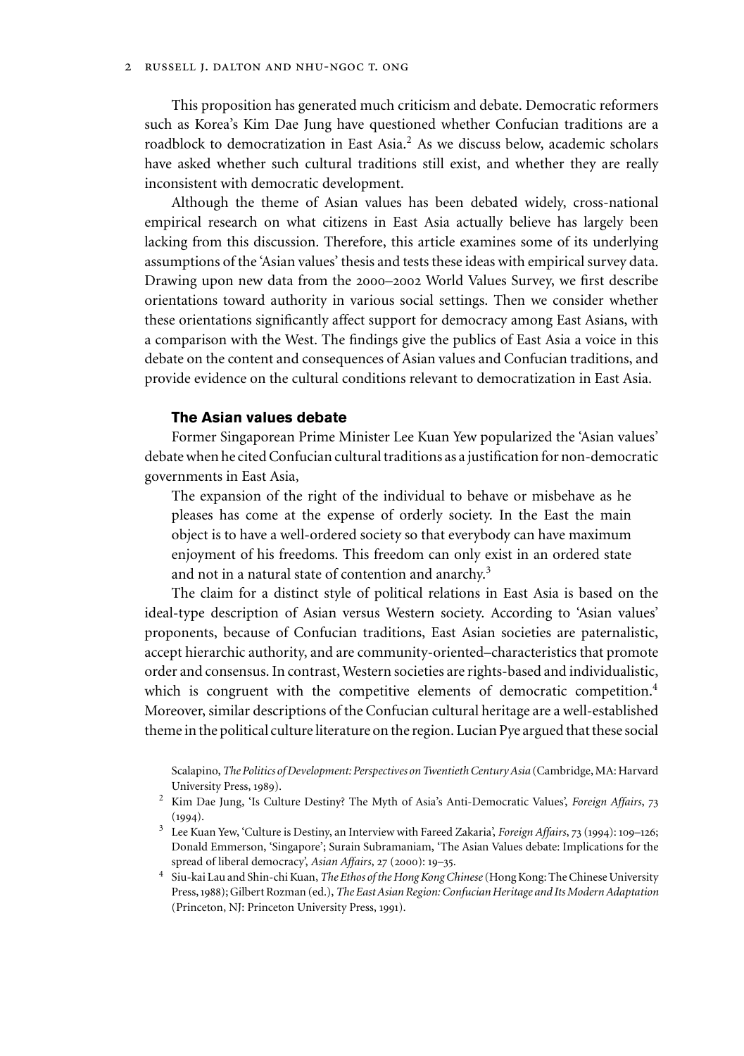This proposition has generated much criticism and debate. Democratic reformers such as Korea's Kim Dae Jung have questioned whether Confucian traditions are a roadblock to democratization in East Asia.[2] As we discuss below, academic scholars have asked whether such cultural traditions still exist, and whether they are really inconsistent with democratic development.

Although the theme of Asian values has been debated widely, cross-national empirical research on what citizens in East Asia actually believe has largely been lacking from this discussion. Therefore, this article examines some of its underlying assumptions of the 'Asian values' thesis and tests these ideas with empirical survey data. Drawing upon new data from the 2000–2002 World Values Survey, we first describe orientations toward authority in various social settings. Then we consider whether these orientations significantly affect support for democracy among East Asians, with a comparison with the West. The findings give the publics of East Asia a voice in this debate on the content and consequences of Asian values and Confucian traditions, and provide evidence on the cultural conditions relevant to democratization in East Asia.

## The Asian values debate

Former Singaporean Prime Minister Lee Kuan Yew popularized the 'Asian values' debate when he cited Confucian cultural traditions as a justification for non-democratic governments in East Asia,

> The expansion of the right of the individual to behave or misbehave as he pleases has come at the expense of orderly society. In the East the main object is to have a well-ordered society so that everybody can have maximum enjoyment of his freedoms. This freedom can only exist in an ordered state and not in a natural state of contention and anarchy.[3]

The claim for a distinct style of political relations in East Asia is based on the ideal-type description of Asian versus Western society. According to 'Asian values' proponents, because of Confucian traditions, East Asian societies are paternalistic, accept hierarchic authority, and are community-oriented–characteristics that promote order and consensus. In contrast, Western societies are rights-based and individualistic, which is congruent with the competitive elements of democratic competition.[4] Moreover, similar descriptions of the Confucian cultural heritage are a well-established theme in the political culture literature on the region. Lucian Pye argued that these social

Scalapino, *The Politics of Development: Perspectives on Twentieth Century Asia* (Cambridge, MA: Harvard University Press, 1989).

[2] Kim Dae Jung, 'Is Culture Destiny? The Myth of Asia's Anti-Democratic Values', *Foreign Affairs*, 73 (1994).

[3] Lee Kuan Yew, 'Culture is Destiny, an Interview with Fareed Zakaria', *Foreign Affairs*, 73 (1994): 109–126; Donald Emmerson, 'Singapore'; Surain Subramaniam, 'The Asian Values debate: Implications for the spread of liberal democracy', *Asian Affairs*, 27 (2000): 19–35.

[4] Siu-kai Lau and Shin-chi Kuan, *The Ethos of the Hong Kong Chinese* (Hong Kong: The Chinese University Press, 1988); Gilbert Rozman (ed.), *The East Asian Region: Confucian Heritage and Its Modern Adaptation* (Princeton, NJ: Princeton University Press, 1991).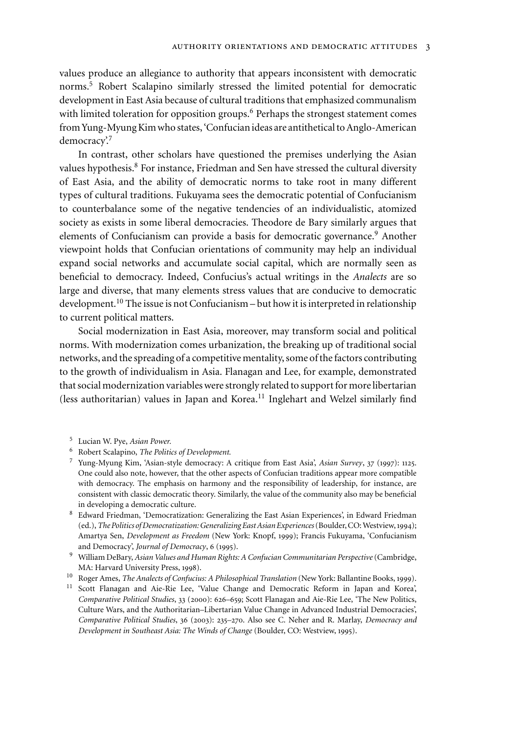values produce an allegiance to authority that appears inconsistent with democratic norms.[5] Robert Scalapino similarly stressed the limited potential for democratic development in East Asia because of cultural traditions that emphasized communalism with limited toleration for opposition groups.[6] Perhaps the strongest statement comes from Yung-Myung Kim who states, 'Confucian ideas are antithetical to Anglo-American democracy'.[7]

In contrast, other scholars have questioned the premises underlying the Asian values hypothesis.[8] For instance, Friedman and Sen have stressed the cultural diversity of East Asia, and the ability of democratic norms to take root in many different types of cultural traditions. Fukuyama sees the democratic potential of Confucianism to counterbalance some of the negative tendencies of an individualistic, atomized society as exists in some liberal democracies. Theodore de Bary similarly argues that elements of Confucianism can provide a basis for democratic governance.[9] Another viewpoint holds that Confucian orientations of community may help an individual expand social networks and accumulate social capital, which are normally seen as beneficial to democracy. Indeed, Confucius's actual writings in the *Analects* are so large and diverse, that many elements stress values that are conducive to democratic development.[10] The issue is not Confucianism – but how it is interpreted in relationship to current political matters.

Social modernization in East Asia, moreover, may transform social and political norms. With modernization comes urbanization, the breaking up of traditional social networks, and the spreading of a competitive mentality, some of the factors contributing to the growth of individualism in Asia. Flanagan and Lee, for example, demonstrated that social modernization variables were strongly related to support for more libertarian (less authoritarian) values in Japan and Korea.[11] Inglehart and Welzel similarly find

[5] Lucian W. Pye, *Asian Power.*

[6] Robert Scalapino, *The Politics of Development.*

[7] Yung-Myung Kim, 'Asian-style democracy: A critique from East Asia', *Asian Survey*, 37 (1997): 1125. One could also note, however, that the other aspects of Confucian traditions appear more compatible with democracy. The emphasis on harmony and the responsibility of leadership, for instance, are consistent with classic democratic theory. Similarly, the value of the community also may be beneficial in developing a democratic culture.

[8] Edward Friedman, 'Democratization: Generalizing the East Asian Experiences', in Edward Friedman (ed.), *The Politics of Democratization: Generalizing East Asian Experiences* (Boulder, CO: Westview, 1994); Amartya Sen, *Development as Freedom* (New York: Knopf, 1999); Francis Fukuyama, 'Confucianism and Democracy', *Journal of Democracy*, 6 (1995).

[9] William DeBary, *Asian Values and Human Rights: A Confucian Communitarian Perspective* (Cambridge, MA: Harvard University Press, 1998).

[10] Roger Ames, *The Analects of Confucius: A Philosophical Translation* (New York: Ballantine Books, 1999).

[11] Scott Flanagan and Aie-Rie Lee, 'Value Change and Democratic Reform in Japan and Korea', *Comparative Political Studies*, 33 (2000): 626–659; Scott Flanagan and Aie-Rie Lee, 'The New Politics, Culture Wars, and the Authoritarian–Libertarian Value Change in Advanced Industrial Democracies', *Comparative Political Studies*, 36 (2003): 235–270. Also see C. Neher and R. Marlay, *Democracy and Development in Southeast Asia: The Winds of Change* (Boulder, CO: Westview, 1995).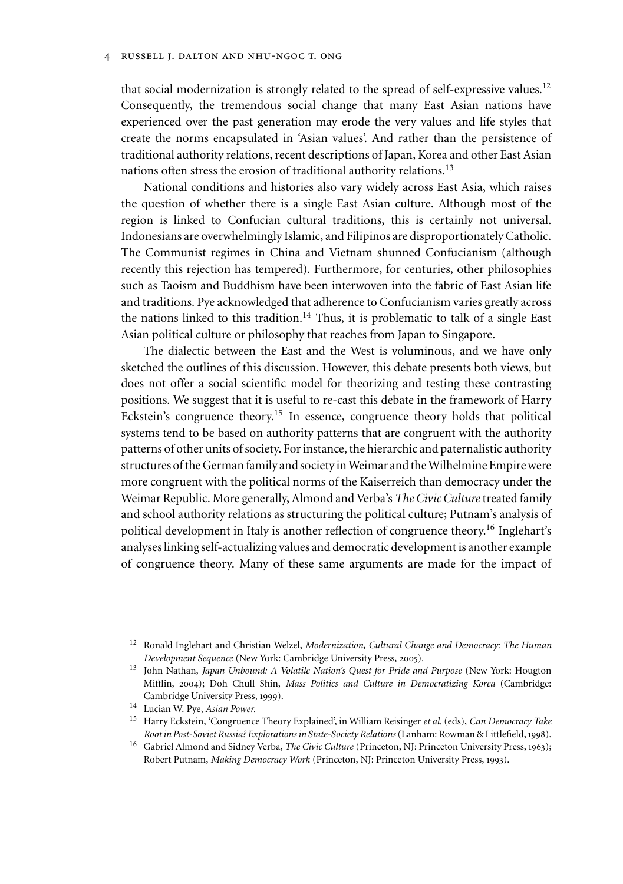that social modernization is strongly related to the spread of self-expressive values.[12] Consequently, the tremendous social change that many East Asian nations have experienced over the past generation may erode the very values and life styles that create the norms encapsulated in 'Asian values'. And rather than the persistence of traditional authority relations, recent descriptions of Japan, Korea and other East Asian nations often stress the erosion of traditional authority relations.[13]

National conditions and histories also vary widely across East Asia, which raises the question of whether there is a single East Asian culture. Although most of the region is linked to Confucian cultural traditions, this is certainly not universal. Indonesians are overwhelmingly Islamic, and Filipinos are disproportionately Catholic. The Communist regimes in China and Vietnam shunned Confucianism (although recently this rejection has tempered). Furthermore, for centuries, other philosophies such as Taoism and Buddhism have been interwoven into the fabric of East Asian life and traditions. Pye acknowledged that adherence to Confucianism varies greatly across the nations linked to this tradition.[14] Thus, it is problematic to talk of a single East Asian political culture or philosophy that reaches from Japan to Singapore.

The dialectic between the East and the West is voluminous, and we have only sketched the outlines of this discussion. However, this debate presents both views, but does not offer a social scientific model for theorizing and testing these contrasting positions. We suggest that it is useful to re-cast this debate in the framework of Harry Eckstein's congruence theory.[15] In essence, congruence theory holds that political systems tend to be based on authority patterns that are congruent with the authority patterns of other units of society. For instance, the hierarchic and paternalistic authority structures of the German family and society in Weimar and the Wilhelmine Empire were more congruent with the political norms of the Kaiserreich than democracy under the Weimar Republic. More generally, Almond and Verba's *The Civic Culture* treated family and school authority relations as structuring the political culture; Putnam's analysis of political development in Italy is another reflection of congruence theory.[16] Inglehart's analyses linking self-actualizing values and democratic development is another example of congruence theory. Many of these same arguments are made for the impact of

[12] Ronald Inglehart and Christian Welzel, *Modernization, Cultural Change and Democracy: The Human Development Sequence* (New York: Cambridge University Press, 2005).

[13] John Nathan, *Japan Unbound: A Volatile Nation's Quest for Pride and Purpose* (New York: Hougton Mifflin, 2004); Doh Chull Shin, *Mass Politics and Culture in Democratizing Korea* (Cambridge: Cambridge University Press, 1999).

[14] Lucian W. Pye, *Asian Power*.

[15] Harry Eckstein, 'Congruence Theory Explained', in William Reisinger *et al.* (eds), *Can Democracy Take Root in Post-Soviet Russia? Explorations in State-Society Relations* (Lanham: Rowman & Littlefield, 1998).

[16] Gabriel Almond and Sidney Verba, *The Civic Culture* (Princeton, NJ: Princeton University Press, 1963); Robert Putnam, *Making Democracy Work* (Princeton, NJ: Princeton University Press, 1993).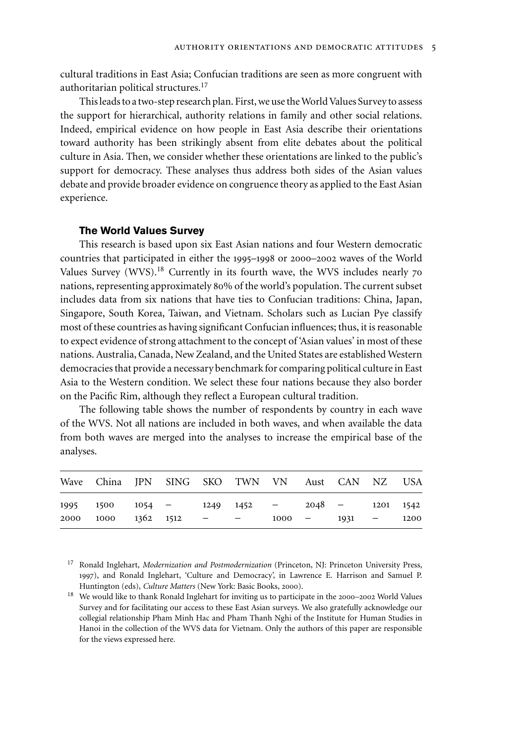cultural traditions in East Asia; Confucian traditions are seen as more congruent with authoritarian political structures.[17]

This leads to a two-step research plan. First, we use the World Values Survey to assess the support for hierarchical, authority relations in family and other social relations. Indeed, empirical evidence on how people in East Asia describe their orientations toward authority has been strikingly absent from elite debates about the political culture in Asia. Then, we consider whether these orientations are linked to the public's support for democracy. These analyses thus address both sides of the Asian values debate and provide broader evidence on congruence theory as applied to the East Asian experience.

### The World Values Survey

This research is based upon six East Asian nations and four Western democratic countries that participated in either the 1995–1998 or 2000–2002 waves of the World Values Survey (WVS).[18] Currently in its fourth wave, the WVS includes nearly 70 nations, representing approximately 80% of the world's population. The current subset includes data from six nations that have ties to Confucian traditions: China, Japan, Singapore, South Korea, Taiwan, and Vietnam. Scholars such as Lucian Pye classify most of these countries as having significant Confucian influences; thus, it is reasonable to expect evidence of strong attachment to the concept of 'Asian values' in most of these nations. Australia, Canada, New Zealand, and the United States are established Western democracies that provide a necessary benchmark for comparing political culture in East Asia to the Western condition. We select these four nations because they also border on the Pacific Rim, although they reflect a European cultural tradition.

The following table shows the number of respondents by country in each wave of the WVS. Not all nations are included in both waves, and when available the data from both waves are merged into the analyses to increase the empirical base of the analyses.

| Wave | China | JPN | SING | SKO | TWN | VN | Aust | CAN | NZ | USA |
|---|---|---|---|---|---|---|---|---|---|---|
| 1995 | 1500 | 1054 | – | 1249 | 1452 | – | 2048 | – | 1201 | 1542 |
| 2000 | 1000 | 1362 | 1512 | – | – | 1000 | – | 1931 | – | 1200 |

[17] Ronald Inglehart, *Modernization and Postmodernization* (Princeton, NJ: Princeton University Press, 1997), and Ronald Inglehart, 'Culture and Democracy', in Lawrence E. Harrison and Samuel P. Huntington (eds), *Culture Matters* (New York: Basic Books, 2000).

[18] We would like to thank Ronald Inglehart for inviting us to participate in the 2000–2002 World Values Survey and for facilitating our access to these East Asian surveys. We also gratefully acknowledge our collegial relationship Pham Minh Hac and Pham Thanh Nghi of the Institute for Human Studies in Hanoi in the collection of the WVS data for Vietnam. Only the authors of this paper are responsible for the views expressed here.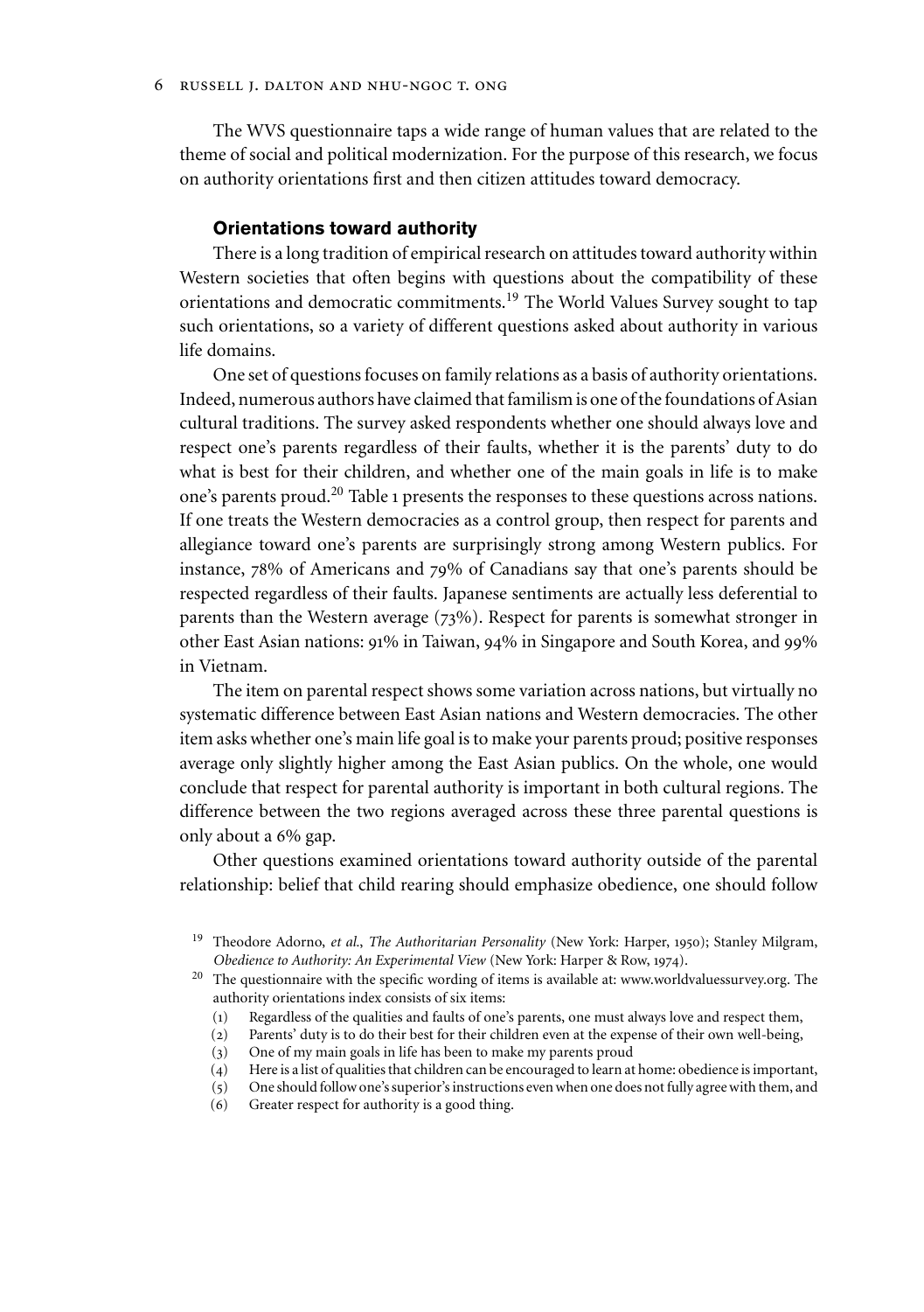The WVS questionnaire taps a wide range of human values that are related to the theme of social and political modernization. For the purpose of this research, we focus on authority orientations first and then citizen attitudes toward democracy.

### Orientations toward authority

There is a long tradition of empirical research on attitudes toward authority within Western societies that often begins with questions about the compatibility of these orientations and democratic commitments.[19] The World Values Survey sought to tap such orientations, so a variety of different questions asked about authority in various life domains.

One set of questions focuses on family relations as a basis of authority orientations. Indeed, numerous authors have claimed that familism is one of the foundations of Asian cultural traditions. The survey asked respondents whether one should always love and respect one's parents regardless of their faults, whether it is the parents' duty to do what is best for their children, and whether one of the main goals in life is to make one's parents proud.[20] Table 1 presents the responses to these questions across nations. If one treats the Western democracies as a control group, then respect for parents and allegiance toward one's parents are surprisingly strong among Western publics. For instance, 78% of Americans and 79% of Canadians say that one's parents should be respected regardless of their faults. Japanese sentiments are actually less deferential to parents than the Western average (73%). Respect for parents is somewhat stronger in other East Asian nations: 91% in Taiwan, 94% in Singapore and South Korea, and 99% in Vietnam.

The item on parental respect shows some variation across nations, but virtually no systematic difference between East Asian nations and Western democracies. The other item asks whether one's main life goal is to make your parents proud; positive responses average only slightly higher among the East Asian publics. On the whole, one would conclude that respect for parental authority is important in both cultural regions. The difference between the two regions averaged across these three parental questions is only about a 6% gap.

Other questions examined orientations toward authority outside of the parental relationship: belief that child rearing should emphasize obedience, one should follow

---

[19] Theodore Adorno, *et al.*, *The Authoritarian Personality* (New York: Harper, 1950); Stanley Milgram, *Obedience to Authority: An Experimental View* (New York: Harper & Row, 1974).

[20] The questionnaire with the specific wording of items is available at: www.worldvaluessurvey.org. The authority orientations index consists of six items:

(1) Regardless of the qualities and faults of one's parents, one must always love and respect them,
(2) Parents' duty is to do their best for their children even at the expense of their own well-being,
(3) One of my main goals in life has been to make my parents proud
(4) Here is a list of qualities that children can be encouraged to learn at home: obedience is important,
(5) One should follow one's superior's instructions even when one does not fully agree with them, and
(6) Greater respect for authority is a good thing.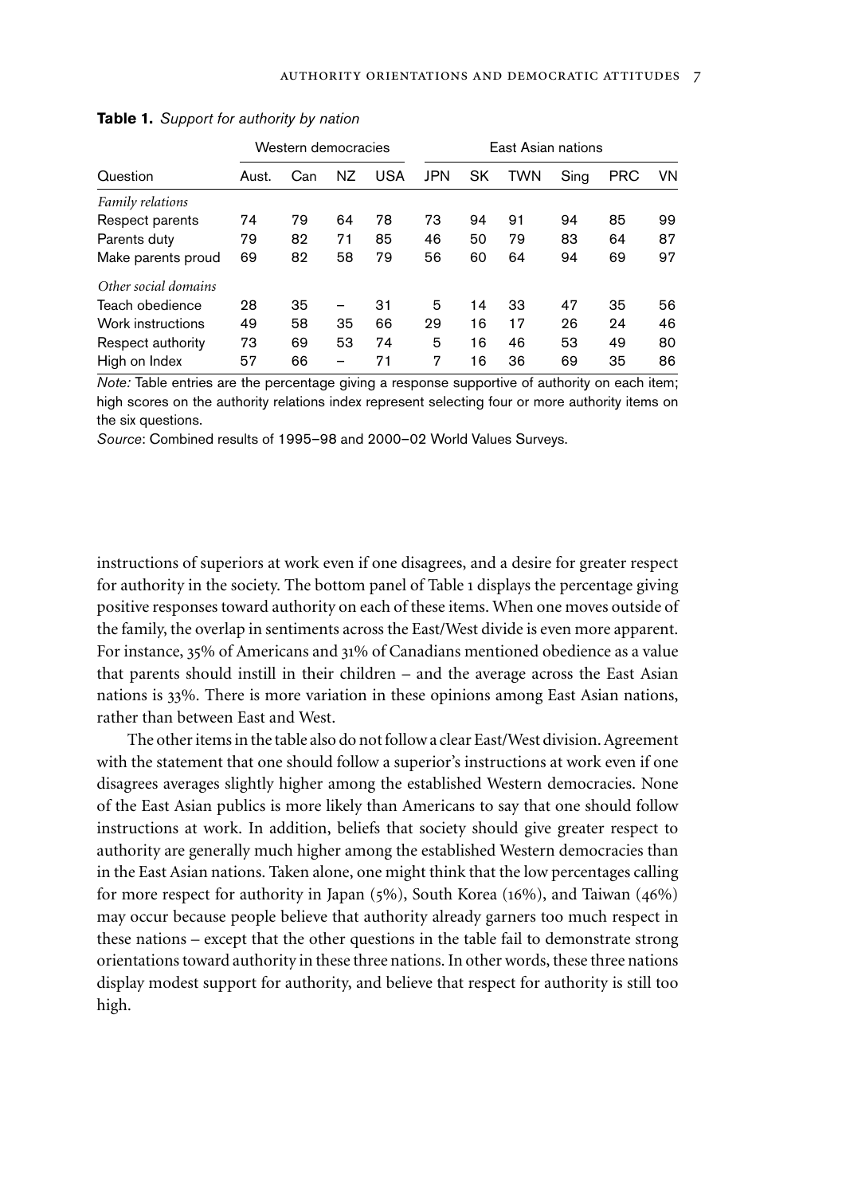**Table 1.** *Support for authority by nation*

| Question | Western democracies | | | | East Asian nations | | | | | |
|---|---|---|---|---|---|---|---|---|---|---|
| | Aust. | Can | NZ | USA | JPN | SK | TWN | Sing | PRC | VN |
| *Family relations* | | | | | | | | | | |
| Respect parents | 74 | 79 | 64 | 78 | 73 | 94 | 91 | 94 | 85 | 99 |
| Parents duty | 79 | 82 | 71 | 85 | 46 | 50 | 79 | 83 | 64 | 87 |
| Make parents proud | 69 | 82 | 58 | 79 | 56 | 60 | 64 | 94 | 69 | 97 |
| *Other social domains* | | | | | | | | | | |
| Teach obedience | 28 | 35 | – | 31 | 5 | 14 | 33 | 47 | 35 | 56 |
| Work instructions | 49 | 58 | 35 | 66 | 29 | 16 | 17 | 26 | 24 | 46 |
| Respect authority | 73 | 69 | 53 | 74 | 5 | 16 | 46 | 53 | 49 | 80 |
| High on Index | 57 | 66 | – | 71 | 7 | 16 | 36 | 69 | 35 | 86 |

*Note:* Table entries are the percentage giving a response supportive of authority on each item; high scores on the authority relations index represent selecting four or more authority items on the six questions.

*Source*: Combined results of 1995–98 and 2000–02 World Values Surveys.

instructions of superiors at work even if one disagrees, and a desire for greater respect for authority in the society. The bottom panel of Table 1 displays the percentage giving positive responses toward authority on each of these items. When one moves outside of the family, the overlap in sentiments across the East/West divide is even more apparent. For instance, 35% of Americans and 31% of Canadians mentioned obedience as a value that parents should instill in their children – and the average across the East Asian nations is 33%. There is more variation in these opinions among East Asian nations, rather than between East and West.

The other items in the table also do not follow a clear East/West division. Agreement with the statement that one should follow a superior's instructions at work even if one disagrees averages slightly higher among the established Western democracies. None of the East Asian publics is more likely than Americans to say that one should follow instructions at work. In addition, beliefs that society should give greater respect to authority are generally much higher among the established Western democracies than in the East Asian nations. Taken alone, one might think that the low percentages calling for more respect for authority in Japan (5%), South Korea (16%), and Taiwan (46%) may occur because people believe that authority already garners too much respect in these nations – except that the other questions in the table fail to demonstrate strong orientations toward authority in these three nations. In other words, these three nations display modest support for authority, and believe that respect for authority is still too high.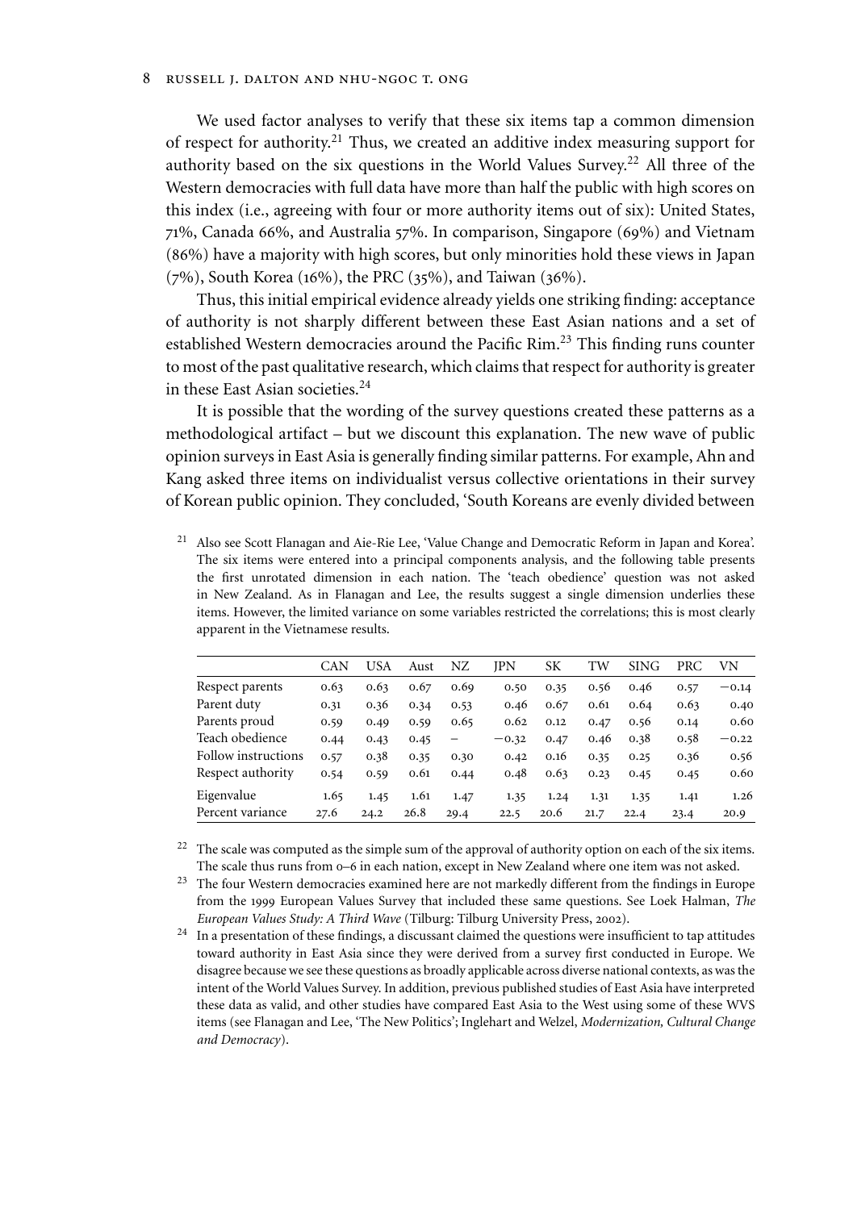We used factor analyses to verify that these six items tap a common dimension of respect for authority.[21] Thus, we created an additive index measuring support for authority based on the six questions in the World Values Survey.[22] All three of the Western democracies with full data have more than half the public with high scores on this index (i.e., agreeing with four or more authority items out of six): United States, 71%, Canada 66%, and Australia 57%. In comparison, Singapore (69%) and Vietnam (86%) have a majority with high scores, but only minorities hold these views in Japan (7%), South Korea (16%), the PRC (35%), and Taiwan (36%).

Thus, this initial empirical evidence already yields one striking finding: acceptance of authority is not sharply different between these East Asian nations and a set of established Western democracies around the Pacific Rim.[23] This finding runs counter to most of the past qualitative research, which claims that respect for authority is greater in these East Asian societies.[24]

It is possible that the wording of the survey questions created these patterns as a methodological artifact – but we discount this explanation. The new wave of public opinion surveys in East Asia is generally finding similar patterns. For example, Ahn and Kang asked three items on individualist versus collective orientations in their survey of Korean public opinion. They concluded, 'South Koreans are evenly divided between

[21] Also see Scott Flanagan and Aie-Rie Lee, 'Value Change and Democratic Reform in Japan and Korea'. The six items were entered into a principal components analysis, and the following table presents the first unrotated dimension in each nation. The 'teach obedience' question was not asked in New Zealand. As in Flanagan and Lee, the results suggest a single dimension underlies these items. However, the limited variance on some variables restricted the correlations; this is most clearly apparent in the Vietnamese results.

| | CAN | USA | Aust | NZ | JPN | SK | TW | SING | PRC | VN |
|---|---|---|---|---|---|---|---|---|---|---|
| Respect parents | 0.63 | 0.63 | 0.67 | 0.69 | 0.50 | 0.35 | 0.56 | 0.46 | 0.57 | −0.14 |
| Parent duty | 0.31 | 0.36 | 0.34 | 0.53 | 0.46 | 0.67 | 0.61 | 0.64 | 0.63 | 0.40 |
| Parents proud | 0.59 | 0.49 | 0.59 | 0.65 | 0.62 | 0.12 | 0.47 | 0.56 | 0.14 | 0.60 |
| Teach obedience | 0.44 | 0.43 | 0.45 | – | −0.32 | 0.47 | 0.46 | 0.38 | 0.58 | −0.22 |
| Follow instructions | 0.57 | 0.38 | 0.35 | 0.30 | 0.42 | 0.16 | 0.35 | 0.25 | 0.36 | 0.56 |
| Respect authority | 0.54 | 0.59 | 0.61 | 0.44 | 0.48 | 0.63 | 0.23 | 0.45 | 0.45 | 0.60 |
| Eigenvalue | 1.65 | 1.45 | 1.61 | 1.47 | 1.35 | 1.24 | 1.31 | 1.35 | 1.41 | 1.26 |
| Percent variance | 27.6 | 24.2 | 26.8 | 29.4 | 22.5 | 20.6 | 21.7 | 22.4 | 23.4 | 20.9 |

[22] The scale was computed as the simple sum of the approval of authority option on each of the six items. The scale thus runs from 0–6 in each nation, except in New Zealand where one item was not asked.

[23] The four Western democracies examined here are not markedly different from the findings in Europe from the 1999 European Values Survey that included these same questions. See Loek Halman, *The European Values Study: A Third Wave* (Tilburg: Tilburg University Press, 2002).

[24] In a presentation of these findings, a discussant claimed the questions were insufficient to tap attitudes toward authority in East Asia since they were derived from a survey first conducted in Europe. We disagree because we see these questions as broadly applicable across diverse national contexts, as was the intent of the World Values Survey. In addition, previous published studies of East Asia have interpreted these data as valid, and other studies have compared East Asia to the West using some of these WVS items (see Flanagan and Lee, 'The New Politics'; Inglehart and Welzel, *Modernization, Cultural Change and Democracy*).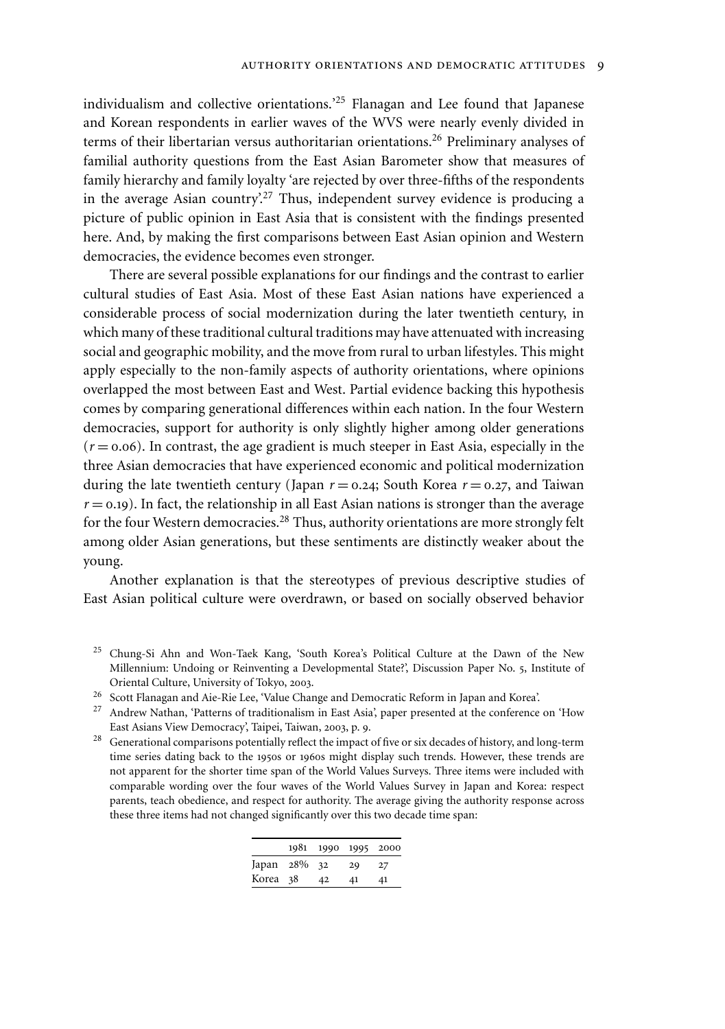individualism and collective orientations.'[25] Flanagan and Lee found that Japanese and Korean respondents in earlier waves of the WVS were nearly evenly divided in terms of their libertarian versus authoritarian orientations.[26] Preliminary analyses of familial authority questions from the East Asian Barometer show that measures of family hierarchy and family loyalty 'are rejected by over three-fifths of the respondents in the average Asian country'.[27] Thus, independent survey evidence is producing a picture of public opinion in East Asia that is consistent with the findings presented here. And, by making the first comparisons between East Asian opinion and Western democracies, the evidence becomes even stronger.

There are several possible explanations for our findings and the contrast to earlier cultural studies of East Asia. Most of these East Asian nations have experienced a considerable process of social modernization during the later twentieth century, in which many of these traditional cultural traditions may have attenuated with increasing social and geographic mobility, and the move from rural to urban lifestyles. This might apply especially to the non-family aspects of authority orientations, where opinions overlapped the most between East and West. Partial evidence backing this hypothesis comes by comparing generational differences within each nation. In the four Western democracies, support for authority is only slightly higher among older generations ($r = 0.06$). In contrast, the age gradient is much steeper in East Asia, especially in the three Asian democracies that have experienced economic and political modernization during the late twentieth century (Japan $r = 0.24$; South Korea $r = 0.27$, and Taiwan $r = 0.19$). In fact, the relationship in all East Asian nations is stronger than the average for the four Western democracies.[28] Thus, authority orientations are more strongly felt among older Asian generations, but these sentiments are distinctly weaker about the young.

Another explanation is that the stereotypes of previous descriptive studies of East Asian political culture were overdrawn, or based on socially observed behavior

[25] Chung-Si Ahn and Won-Taek Kang, 'South Korea's Political Culture at the Dawn of the New Millennium: Undoing or Reinventing a Developmental State?', Discussion Paper No. 5, Institute of Oriental Culture, University of Tokyo, 2003.

[26] Scott Flanagan and Aie-Rie Lee, 'Value Change and Democratic Reform in Japan and Korea'.

[27] Andrew Nathan, 'Patterns of traditionalism in East Asia', paper presented at the conference on 'How East Asians View Democracy', Taipei, Taiwan, 2003, p. 9.

[28] Generational comparisons potentially reflect the impact of five or six decades of history, and long-term time series dating back to the 1950s or 1960s might display such trends. However, these trends are not apparent for the shorter time span of the World Values Surveys. Three items were included with comparable wording over the four waves of the World Values Survey in Japan and Korea: respect parents, teach obedience, and respect for authority. The average giving the authority response across these three items had not changed significantly over this two decade time span:

| | 1981 | 1990 | 1995 | 2000 |
|---|---|---|---|---|
| Japan | 28% | 32 | 29 | 27 |
| Korea | 38 | 42 | 41 | 41 |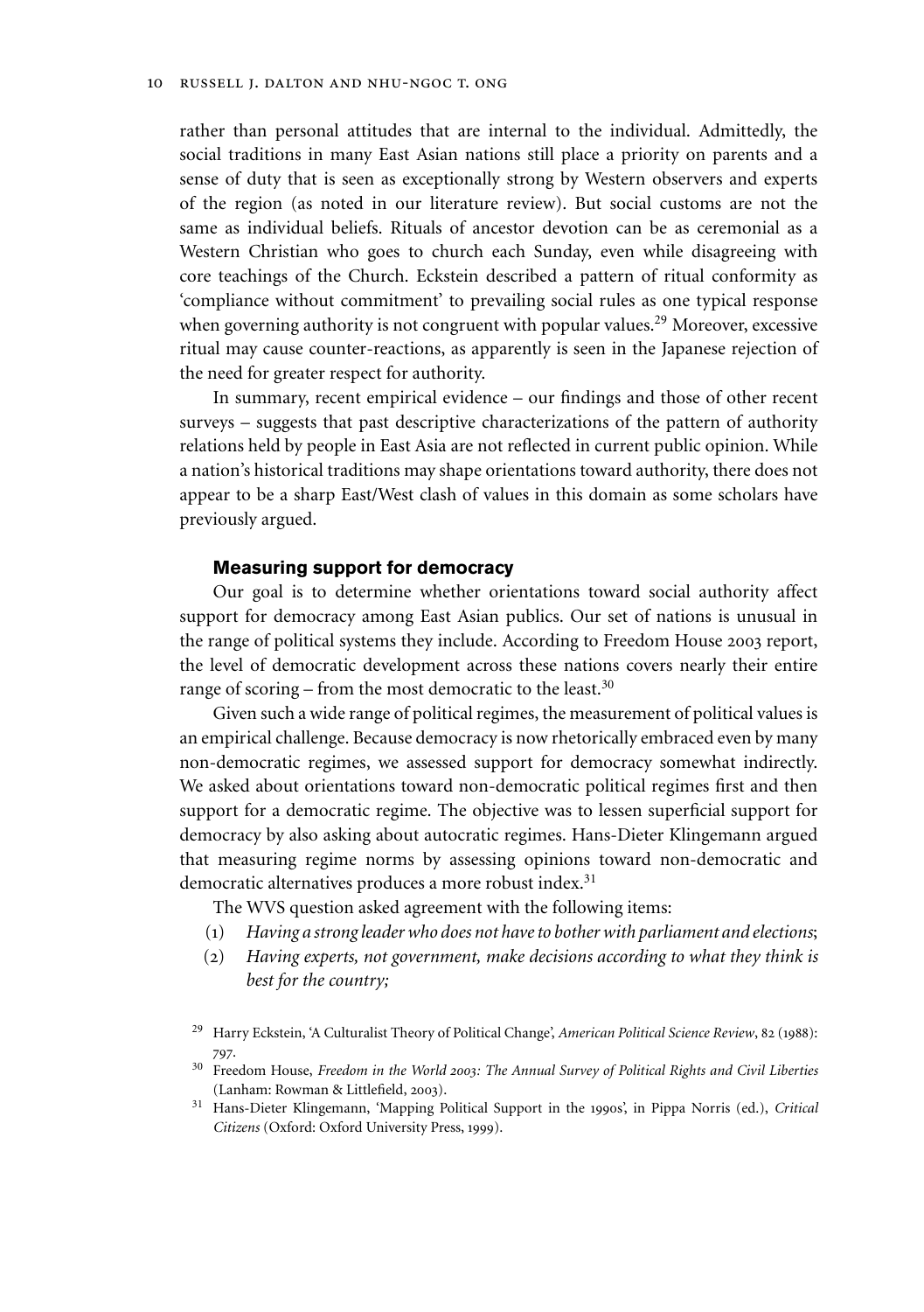rather than personal attitudes that are internal to the individual. Admittedly, the social traditions in many East Asian nations still place a priority on parents and a sense of duty that is seen as exceptionally strong by Western observers and experts of the region (as noted in our literature review). But social customs are not the same as individual beliefs. Rituals of ancestor devotion can be as ceremonial as a Western Christian who goes to church each Sunday, even while disagreeing with core teachings of the Church. Eckstein described a pattern of ritual conformity as 'compliance without commitment' to prevailing social rules as one typical response when governing authority is not congruent with popular values.[29] Moreover, excessive ritual may cause counter-reactions, as apparently is seen in the Japanese rejection of the need for greater respect for authority.

In summary, recent empirical evidence – our findings and those of other recent surveys – suggests that past descriptive characterizations of the pattern of authority relations held by people in East Asia are not reflected in current public opinion. While a nation's historical traditions may shape orientations toward authority, there does not appear to be a sharp East/West clash of values in this domain as some scholars have previously argued.

### Measuring support for democracy

Our goal is to determine whether orientations toward social authority affect support for democracy among East Asian publics. Our set of nations is unusual in the range of political systems they include. According to Freedom House 2003 report, the level of democratic development across these nations covers nearly their entire range of scoring – from the most democratic to the least.[30]

Given such a wide range of political regimes, the measurement of political values is an empirical challenge. Because democracy is now rhetorically embraced even by many non-democratic regimes, we assessed support for democracy somewhat indirectly. We asked about orientations toward non-democratic political regimes first and then support for a democratic regime. The objective was to lessen superficial support for democracy by also asking about autocratic regimes. Hans-Dieter Klingemann argued that measuring regime norms by assessing opinions toward non-democratic and democratic alternatives produces a more robust index.[31]

The WVS question asked agreement with the following items:

(1) *Having a strong leader who does not have to bother with parliament and elections*;

(2) *Having experts, not government, make decisions according to what they think is best for the country;*

[29] Harry Eckstein, 'A Culturalist Theory of Political Change', *American Political Science Review*, 82 (1988): 797.

[30] Freedom House, *Freedom in the World 2003: The Annual Survey of Political Rights and Civil Liberties* (Lanham: Rowman & Littlefield, 2003).

[31] Hans-Dieter Klingemann, 'Mapping Political Support in the 1990s', in Pippa Norris (ed.), *Critical Citizens* (Oxford: Oxford University Press, 1999).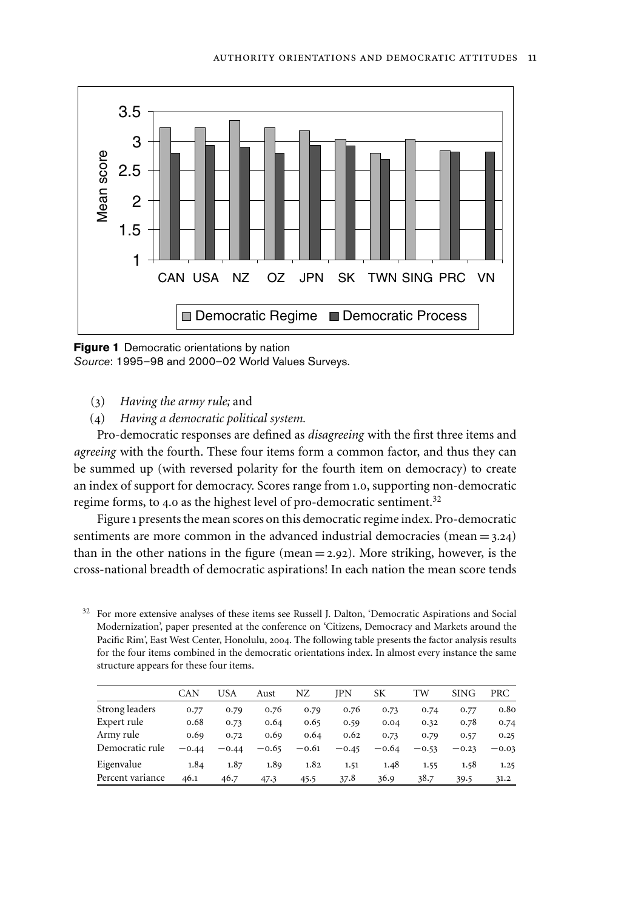**Figure 1** Democratic orientations by nation
*Source*: 1995–98 and 2000–02 World Values Surveys.

(3) *Having the army rule;* and

(4) *Having a democratic political system.*

Pro-democratic responses are defined as *disagreeing* with the first three items and *agreeing* with the fourth. These four items form a common factor, and thus they can be summed up (with reversed polarity for the fourth item on democracy) to create an index of support for democracy. Scores range from 1.0, supporting non-democratic regime forms, to 4.0 as the highest level of pro-democratic sentiment.[32]

Figure 1 presents the mean scores on this democratic regime index. Pro-democratic sentiments are more common in the advanced industrial democracies (mean = 3.24) than in the other nations in the figure (mean = 2.92). More striking, however, is the cross-national breadth of democratic aspirations! In each nation the mean score tends

[32] For more extensive analyses of these items see Russell J. Dalton, 'Democratic Aspirations and Social Modernization', paper presented at the conference on 'Citizens, Democracy and Markets around the Pacific Rim', East West Center, Honolulu, 2004. The following table presents the factor analysis results for the four items combined in the democratic orientations index. In almost every instance the same structure appears for these four items.

| | CAN | USA | Aust | NZ | JPN | SK | TW | SING | PRC |
|---|---|---|---|---|---|---|---|---|---|
| Strong leaders | 0.77 | 0.79 | 0.76 | 0.79 | 0.76 | 0.73 | 0.74 | 0.77 | 0.80 |
| Expert rule | 0.68 | 0.73 | 0.64 | 0.65 | 0.59 | 0.04 | 0.32 | 0.78 | 0.74 |
| Army rule | 0.69 | 0.72 | 0.69 | 0.64 | 0.62 | 0.73 | 0.79 | 0.57 | 0.25 |
| Democratic rule | −0.44 | −0.44 | −0.65 | −0.61 | −0.45 | −0.64 | −0.53 | −0.23 | −0.03 |
| Eigenvalue | 1.84 | 1.87 | 1.89 | 1.82 | 1.51 | 1.48 | 1.55 | 1.58 | 1.25 |
| Percent variance | 46.1 | 46.7 | 47.3 | 45.5 | 37.8 | 36.9 | 38.7 | 39.5 | 31.2 |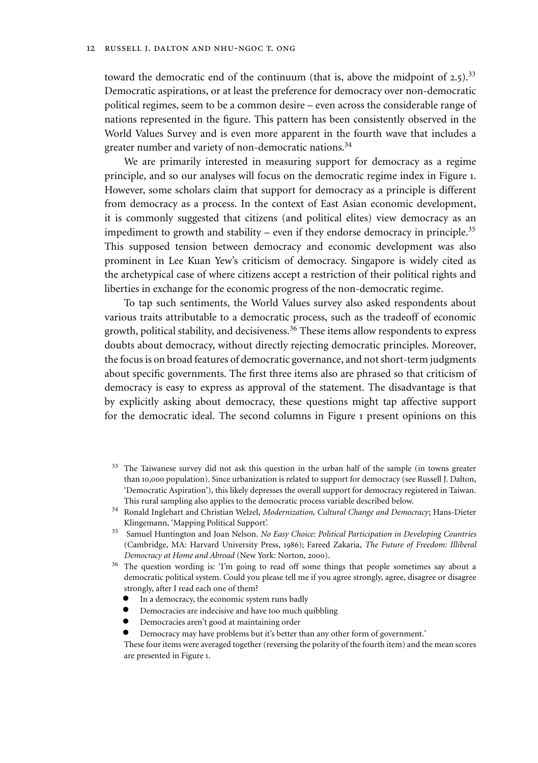toward the democratic end of the continuum (that is, above the midpoint of 2.5).[33] Democratic aspirations, or at least the preference for democracy over non-democratic political regimes, seem to be a common desire – even across the considerable range of nations represented in the figure. This pattern has been consistently observed in the World Values Survey and is even more apparent in the fourth wave that includes a greater number and variety of non-democratic nations.[34]

We are primarily interested in measuring support for democracy as a regime principle, and so our analyses will focus on the democratic regime index in Figure 1. However, some scholars claim that support for democracy as a principle is different from democracy as a process. In the context of East Asian economic development, it is commonly suggested that citizens (and political elites) view democracy as an impediment to growth and stability – even if they endorse democracy in principle.[35] This supposed tension between democracy and economic development was also prominent in Lee Kuan Yew's criticism of democracy. Singapore is widely cited as the archetypical case of where citizens accept a restriction of their political rights and liberties in exchange for the economic progress of the non-democratic regime.

To tap such sentiments, the World Values survey also asked respondents about various traits attributable to a democratic process, such as the tradeoff of economic growth, political stability, and decisiveness.[36] These items allow respondents to express doubts about democracy, without directly rejecting democratic principles. Moreover, the focus is on broad features of democratic governance, and not short-term judgments about specific governments. The first three items also are phrased so that criticism of democracy is easy to express as approval of the statement. The disadvantage is that by explicitly asking about democracy, these questions might tap affective support for the democratic ideal. The second columns in Figure 1 present opinions on this

---

[33] The Taiwanese survey did not ask this question in the urban half of the sample (in towns greater than 10,000 population). Since urbanization is related to support for democracy (see Russell J. Dalton, 'Democratic Aspiration'), this likely depresses the overall support for democracy registered in Taiwan. This rural sampling also applies to the democratic process variable described below.

[34] Ronald Inglehart and Christian Welzel, *Modernization, Cultural Change and Democracy*; Hans-Dieter Klingemann, 'Mapping Political Support'.

[35] Samuel Huntington and Joan Nelson. *No Easy Choice: Political Participation in Developing Countries* (Cambridge, MA: Harvard University Press, 1986); Fareed Zakaria, *The Future of Freedom: Illiberal Democracy at Home and Abroad* (New York: Norton, 2000).

[36] The question wording is: 'I'm going to read off some things that people sometimes say about a democratic political system. Could you please tell me if you agree strongly, agree, disagree or disagree strongly, after I read each one of them?

- In a democracy, the economic system runs badly
- Democracies are indecisive and have too much quibbling
- Democracies aren't good at maintaining order
- Democracy may have problems but it's better than any other form of government.'

These four items were averaged together (reversing the polarity of the fourth item) and the mean scores are presented in Figure 1.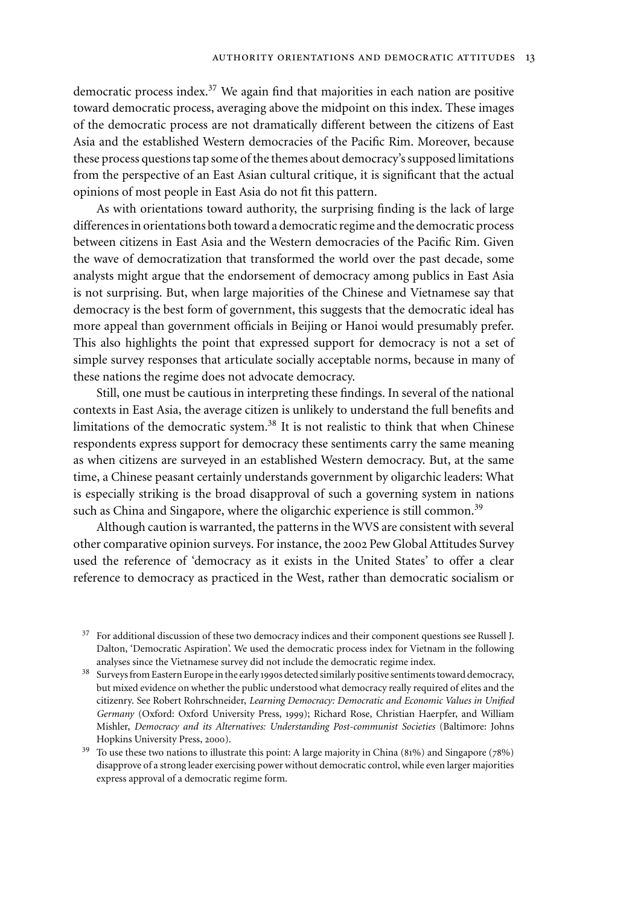democratic process index.[37] We again find that majorities in each nation are positive toward democratic process, averaging above the midpoint on this index. These images of the democratic process are not dramatically different between the citizens of East Asia and the established Western democracies of the Pacific Rim. Moreover, because these process questions tap some of the themes about democracy's supposed limitations from the perspective of an East Asian cultural critique, it is significant that the actual opinions of most people in East Asia do not fit this pattern.

As with orientations toward authority, the surprising finding is the lack of large differences in orientations both toward a democratic regime and the democratic process between citizens in East Asia and the Western democracies of the Pacific Rim. Given the wave of democratization that transformed the world over the past decade, some analysts might argue that the endorsement of democracy among publics in East Asia is not surprising. But, when large majorities of the Chinese and Vietnamese say that democracy is the best form of government, this suggests that the democratic ideal has more appeal than government officials in Beijing or Hanoi would presumably prefer. This also highlights the point that expressed support for democracy is not a set of simple survey responses that articulate socially acceptable norms, because in many of these nations the regime does not advocate democracy.

Still, one must be cautious in interpreting these findings. In several of the national contexts in East Asia, the average citizen is unlikely to understand the full benefits and limitations of the democratic system.[38] It is not realistic to think that when Chinese respondents express support for democracy these sentiments carry the same meaning as when citizens are surveyed in an established Western democracy. But, at the same time, a Chinese peasant certainly understands government by oligarchic leaders: What is especially striking is the broad disapproval of such a governing system in nations such as China and Singapore, where the oligarchic experience is still common.[39]

Although caution is warranted, the patterns in the WVS are consistent with several other comparative opinion surveys. For instance, the 2002 Pew Global Attitudes Survey used the reference of 'democracy as it exists in the United States' to offer a clear reference to democracy as practiced in the West, rather than democratic socialism or

[37] For additional discussion of these two democracy indices and their component questions see Russell J. Dalton, 'Democratic Aspiration'. We used the democratic process index for Vietnam in the following analyses since the Vietnamese survey did not include the democratic regime index.

[38] Surveys from Eastern Europe in the early 1990s detected similarly positive sentiments toward democracy, but mixed evidence on whether the public understood what democracy really required of elites and the citizenry. See Robert Rohrschneider, *Learning Democracy: Democratic and Economic Values in Unified Germany* (Oxford: Oxford University Press, 1999); Richard Rose, Christian Haerpfer, and William Mishler, *Democracy and its Alternatives: Understanding Post-communist Societies* (Baltimore: Johns Hopkins University Press, 2000).

[39] To use these two nations to illustrate this point: A large majority in China (81%) and Singapore (78%) disapprove of a strong leader exercising power without democratic control, while even larger majorities express approval of a democratic regime form.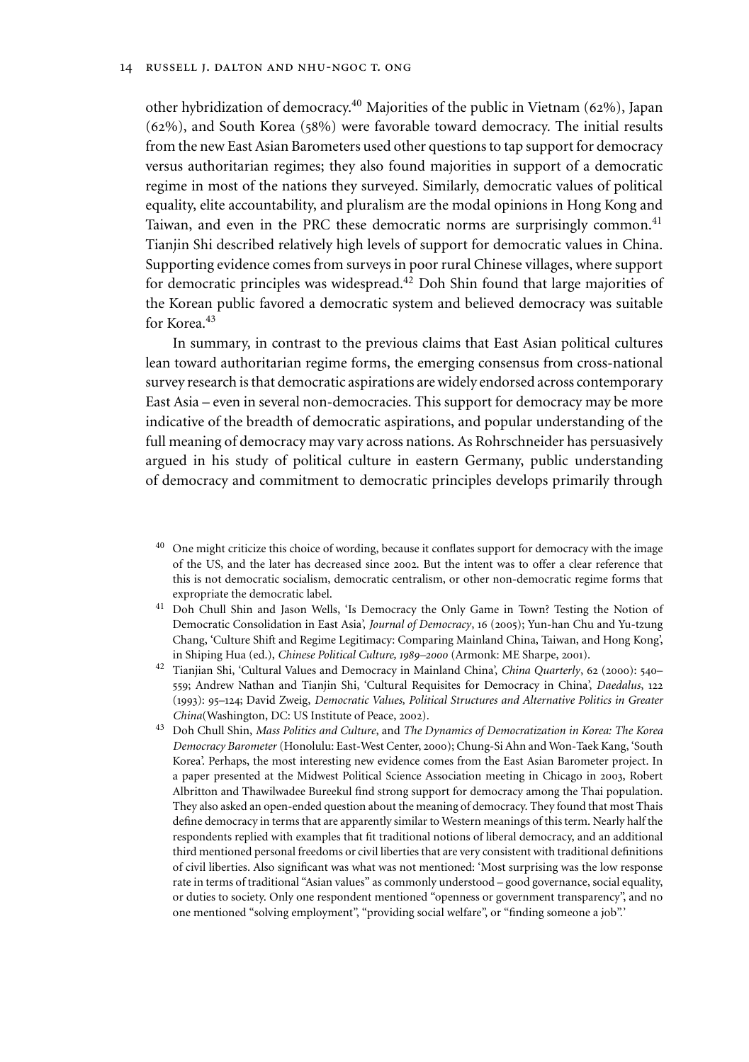other hybridization of democracy.[40] Majorities of the public in Vietnam (62%), Japan (62%), and South Korea (58%) were favorable toward democracy. The initial results from the new East Asian Barometers used other questions to tap support for democracy versus authoritarian regimes; they also found majorities in support of a democratic regime in most of the nations they surveyed. Similarly, democratic values of political equality, elite accountability, and pluralism are the modal opinions in Hong Kong and Taiwan, and even in the PRC these democratic norms are surprisingly common.[41] Tianjin Shi described relatively high levels of support for democratic values in China. Supporting evidence comes from surveys in poor rural Chinese villages, where support for democratic principles was widespread.[42] Doh Shin found that large majorities of the Korean public favored a democratic system and believed democracy was suitable for Korea.[43]

In summary, in contrast to the previous claims that East Asian political cultures lean toward authoritarian regime forms, the emerging consensus from cross-national survey research is that democratic aspirations are widely endorsed across contemporary East Asia – even in several non-democracies. This support for democracy may be more indicative of the breadth of democratic aspirations, and popular understanding of the full meaning of democracy may vary across nations. As Rohrschneider has persuasively argued in his study of political culture in eastern Germany, public understanding of democracy and commitment to democratic principles develops primarily through

[40] One might criticize this choice of wording, because it conflates support for democracy with the image of the US, and the later has decreased since 2002. But the intent was to offer a clear reference that this is not democratic socialism, democratic centralism, or other non-democratic regime forms that expropriate the democratic label.

[41] Doh Chull Shin and Jason Wells, 'Is Democracy the Only Game in Town? Testing the Notion of Democratic Consolidation in East Asia', *Journal of Democracy*, 16 (2005); Yun-han Chu and Yu-tzung Chang, 'Culture Shift and Regime Legitimacy: Comparing Mainland China, Taiwan, and Hong Kong', in Shiping Hua (ed.), *Chinese Political Culture, 1989–2000* (Armonk: ME Sharpe, 2001).

[42] Tianjian Shi, 'Cultural Values and Democracy in Mainland China', *China Quarterly*, 62 (2000): 540–559; Andrew Nathan and Tianjin Shi, 'Cultural Requisites for Democracy in China', *Daedalus*, 122 (1993): 95–124; David Zweig, *Democratic Values, Political Structures and Alternative Politics in Greater China*(Washington, DC: US Institute of Peace, 2002).

[43] Doh Chull Shin, *Mass Politics and Culture*, and *The Dynamics of Democratization in Korea: The Korea Democracy Barometer* (Honolulu: East-West Center, 2000); Chung-Si Ahn and Won-Taek Kang, 'South Korea'. Perhaps, the most interesting new evidence comes from the East Asian Barometer project. In a paper presented at the Midwest Political Science Association meeting in Chicago in 2003, Robert Albritton and Thawilwadee Bureekul find strong support for democracy among the Thai population. They also asked an open-ended question about the meaning of democracy. They found that most Thais define democracy in terms that are apparently similar to Western meanings of this term. Nearly half the respondents replied with examples that fit traditional notions of liberal democracy, and an additional third mentioned personal freedoms or civil liberties that are very consistent with traditional definitions of civil liberties. Also significant was what was not mentioned: 'Most surprising was the low response rate in terms of traditional "Asian values" as commonly understood – good governance, social equality, or duties to society. Only one respondent mentioned "openness or government transparency", and no one mentioned "solving employment", "providing social welfare", or "finding someone a job".'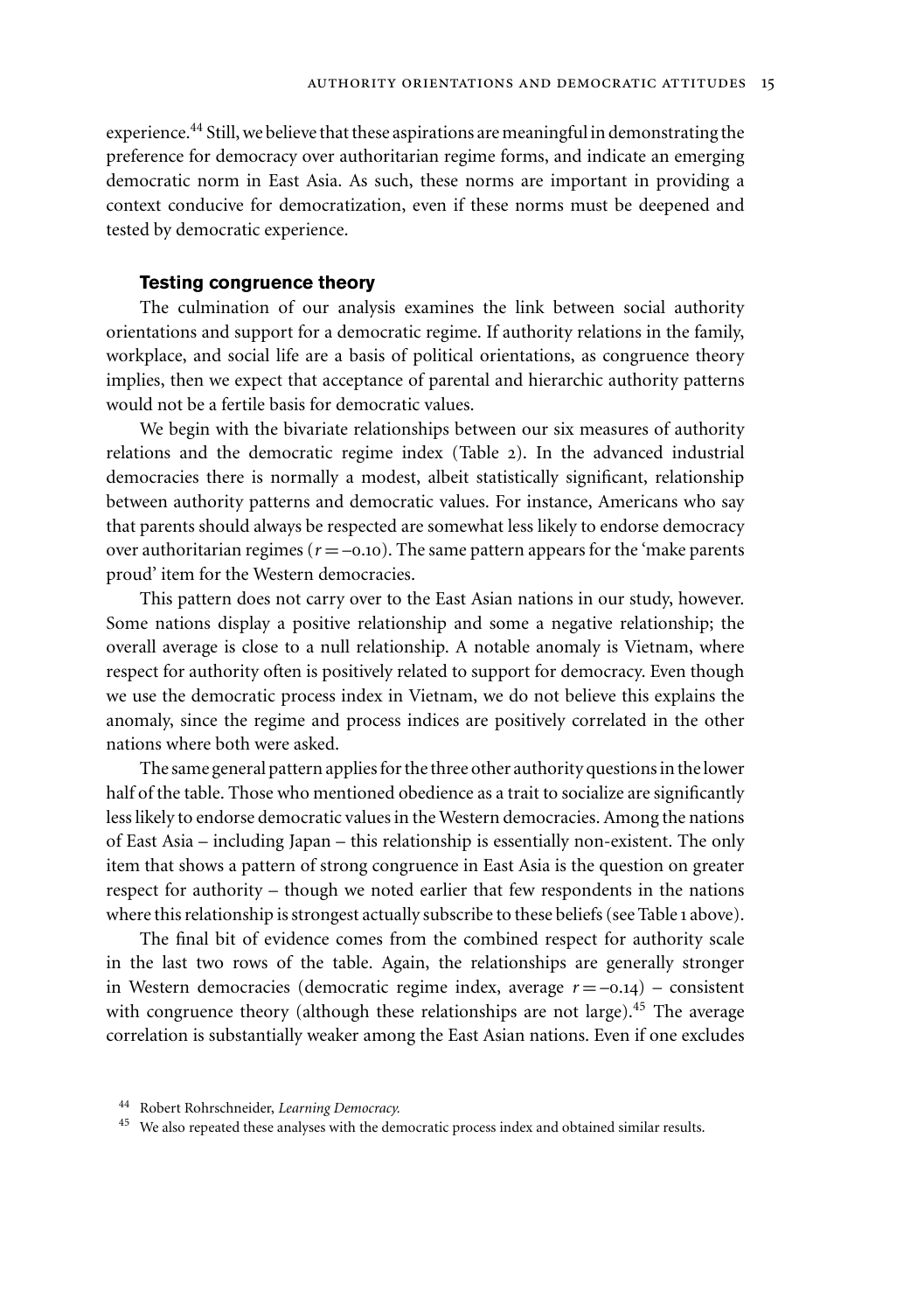experience.[44] Still, we believe that these aspirations are meaningful in demonstrating the preference for democracy over authoritarian regime forms, and indicate an emerging democratic norm in East Asia. As such, these norms are important in providing a context conducive for democratization, even if these norms must be deepened and tested by democratic experience.

### Testing congruence theory

The culmination of our analysis examines the link between social authority orientations and support for a democratic regime. If authority relations in the family, workplace, and social life are a basis of political orientations, as congruence theory implies, then we expect that acceptance of parental and hierarchic authority patterns would not be a fertile basis for democratic values.

We begin with the bivariate relationships between our six measures of authority relations and the democratic regime index (Table 2). In the advanced industrial democracies there is normally a modest, albeit statistically significant, relationship between authority patterns and democratic values. For instance, Americans who say that parents should always be respected are somewhat less likely to endorse democracy over authoritarian regimes ($r = -0.10$). The same pattern appears for the 'make parents proud' item for the Western democracies.

This pattern does not carry over to the East Asian nations in our study, however. Some nations display a positive relationship and some a negative relationship; the overall average is close to a null relationship. A notable anomaly is Vietnam, where respect for authority often is positively related to support for democracy. Even though we use the democratic process index in Vietnam, we do not believe this explains the anomaly, since the regime and process indices are positively correlated in the other nations where both were asked.

The same general pattern applies for the three other authority questions in the lower half of the table. Those who mentioned obedience as a trait to socialize are significantly less likely to endorse democratic values in the Western democracies. Among the nations of East Asia – including Japan – this relationship is essentially non-existent. The only item that shows a pattern of strong congruence in East Asia is the question on greater respect for authority – though we noted earlier that few respondents in the nations where this relationship is strongest actually subscribe to these beliefs (see Table 1 above).

The final bit of evidence comes from the combined respect for authority scale in the last two rows of the table. Again, the relationships are generally stronger in Western democracies (democratic regime index, average $r = -0.14$) – consistent with congruence theory (although these relationships are not large).[45] The average correlation is substantially weaker among the East Asian nations. Even if one excludes

[44] Robert Rohrschneider, *Learning Democracy.*

[45] We also repeated these analyses with the democratic process index and obtained similar results.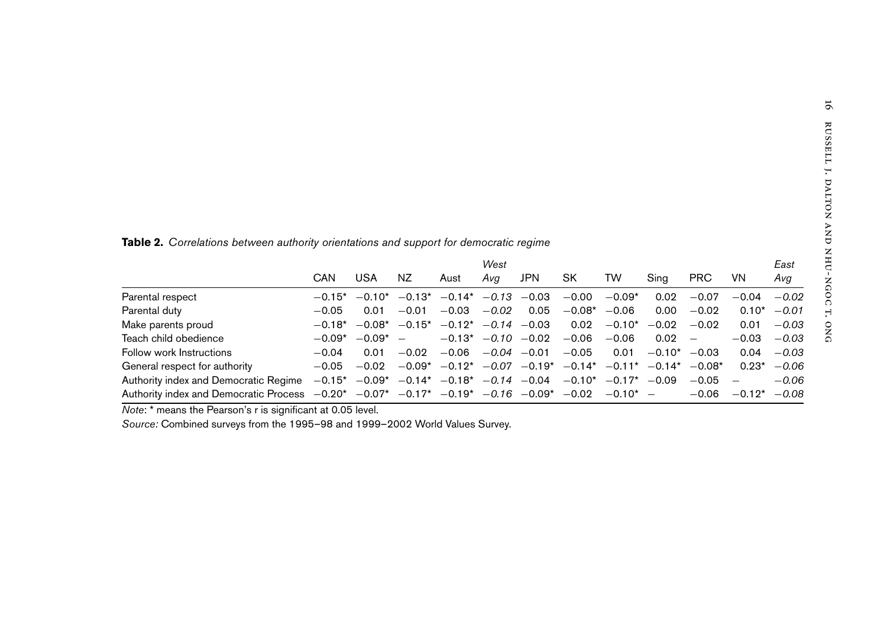**Table 2.** *Correlations between authority orientations and support for democratic regime*

| | CAN | USA | NZ | Aust | *West Avg* | JPN | SK | TW | Sing | PRC | VN | *East Avg* |
|---|---|---|---|---|---|---|---|---|---|---|---|---|
| Parental respect | −0.15* | −0.10* | −0.13* | −0.14* | *−0.13* | −0.03 | −0.00 | −0.09* | 0.02 | −0.07 | −0.04 | *−0.02* |
| Parental duty | −0.05 | 0.01 | −0.01 | −0.03 | *−0.02* | 0.05 | −0.08* | −0.06 | 0.00 | −0.02 | 0.10* | *−0.01* |
| Make parents proud | −0.18* | −0.08* | −0.15* | −0.12* | *−0.14* | −0.03 | 0.02 | −0.10* | −0.02 | −0.02 | 0.01 | *−0.03* |
| Teach child obedience | −0.09* | −0.09* | – | −0.13* | *−0.10* | −0.02 | −0.06 | −0.06 | 0.02 | – | −0.03 | *−0.03* |
| Follow work Instructions | −0.04 | 0.01 | −0.02 | −0.06 | *−0.04* | −0.01 | −0.05 | 0.01 | −0.10* | −0.03 | 0.04 | *−0.03* |
| General respect for authority | −0.05 | −0.02 | −0.09* | −0.12* | *−0.07* | −0.19* | −0.14* | −0.11* | −0.14* | −0.08* | 0.23* | *−0.06* |
| Authority index and Democratic Regime | −0.15* | −0.09* | −0.14* | −0.18* | *−0.14* | −0.04 | −0.10* | −0.17* | −0.09 | −0.05 | – | *−0.06* |
| Authority index and Democratic Process | −0.20* | −0.07* | −0.17* | −0.19* | *−0.16* | −0.09* | −0.02 | −0.10* | – | −0.06 | −0.12* | *−0.08* |

*Note*: * means the Pearson's r is significant at 0.05 level.

*Source:* Combined surveys from the 1995–98 and 1999–2002 World Values Survey.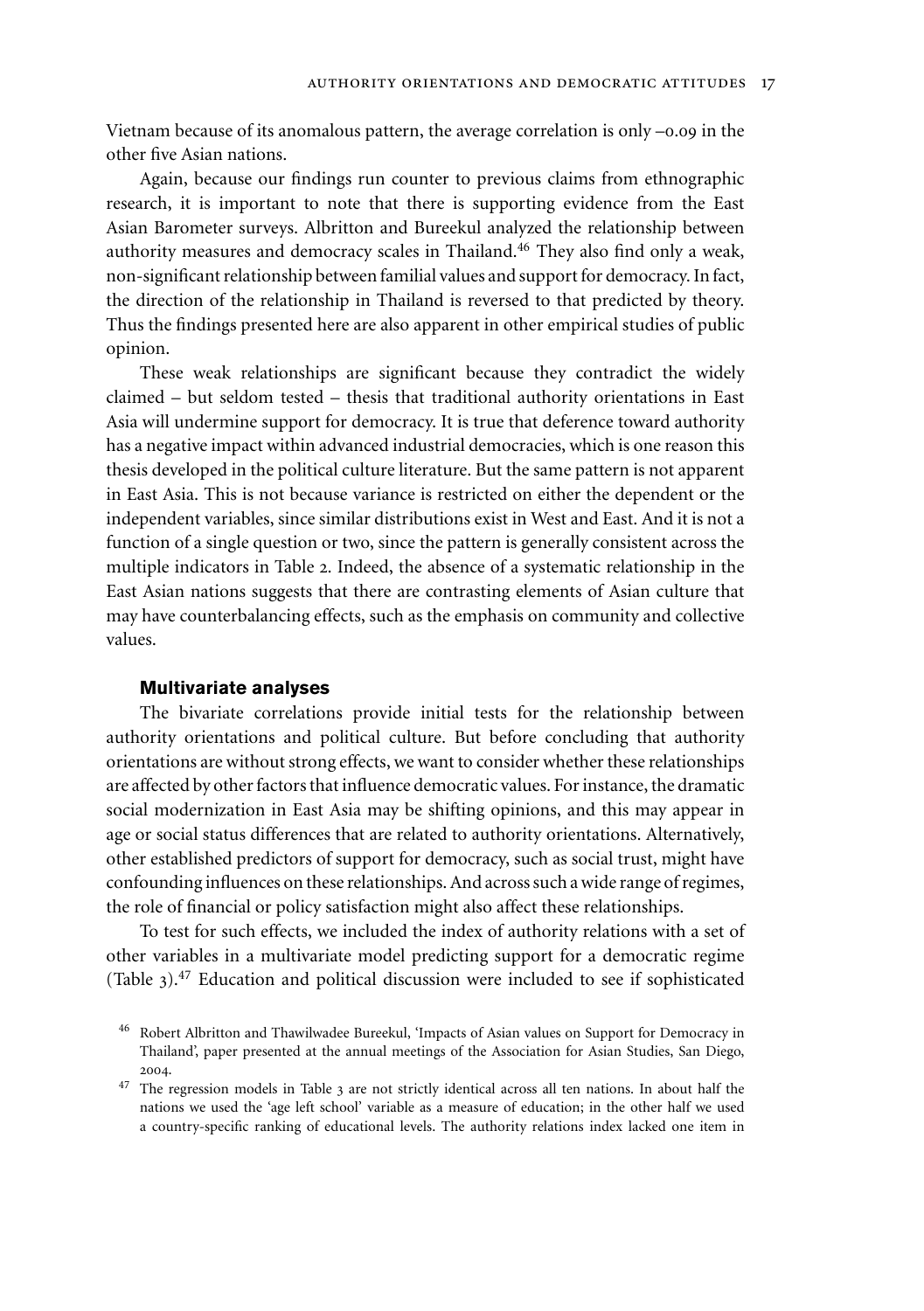Vietnam because of its anomalous pattern, the average correlation is only –0.09 in the other five Asian nations.

Again, because our findings run counter to previous claims from ethnographic research, it is important to note that there is supporting evidence from the East Asian Barometer surveys. Albritton and Bureekul analyzed the relationship between authority measures and democracy scales in Thailand.[46] They also find only a weak, non-significant relationship between familial values and support for democracy. In fact, the direction of the relationship in Thailand is reversed to that predicted by theory. Thus the findings presented here are also apparent in other empirical studies of public opinion.

These weak relationships are significant because they contradict the widely claimed – but seldom tested – thesis that traditional authority orientations in East Asia will undermine support for democracy. It is true that deference toward authority has a negative impact within advanced industrial democracies, which is one reason this thesis developed in the political culture literature. But the same pattern is not apparent in East Asia. This is not because variance is restricted on either the dependent or the independent variables, since similar distributions exist in West and East. And it is not a function of a single question or two, since the pattern is generally consistent across the multiple indicators in Table 2. Indeed, the absence of a systematic relationship in the East Asian nations suggests that there are contrasting elements of Asian culture that may have counterbalancing effects, such as the emphasis on community and collective values.

### Multivariate analyses

The bivariate correlations provide initial tests for the relationship between authority orientations and political culture. But before concluding that authority orientations are without strong effects, we want to consider whether these relationships are affected by other factors that influence democratic values. For instance, the dramatic social modernization in East Asia may be shifting opinions, and this may appear in age or social status differences that are related to authority orientations. Alternatively, other established predictors of support for democracy, such as social trust, might have confounding influences on these relationships. And across such a wide range of regimes, the role of financial or policy satisfaction might also affect these relationships.

To test for such effects, we included the index of authority relations with a set of other variables in a multivariate model predicting support for a democratic regime (Table 3).[47] Education and political discussion were included to see if sophisticated

[46] Robert Albritton and Thawilwadee Bureekul, 'Impacts of Asian values on Support for Democracy in Thailand', paper presented at the annual meetings of the Association for Asian Studies, San Diego, 2004.

[47] The regression models in Table 3 are not strictly identical across all ten nations. In about half the nations we used the 'age left school' variable as a measure of education; in the other half we used a country-specific ranking of educational levels. The authority relations index lacked one item in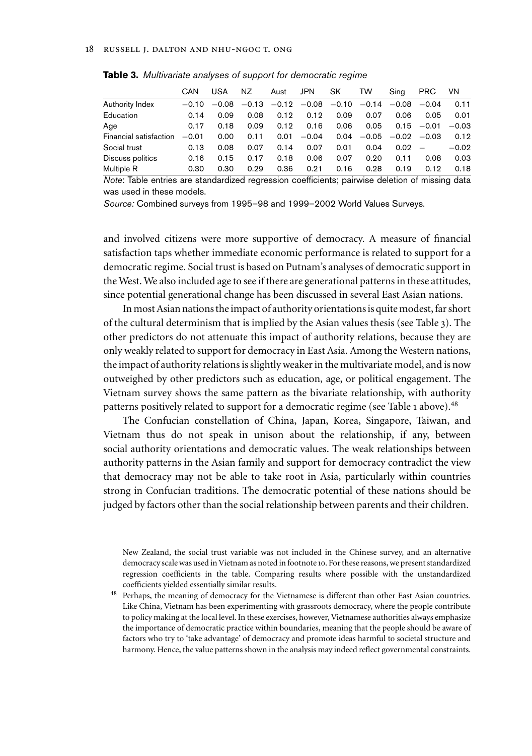**Table 3.** *Multivariate analyses of support for democratic regime*

| | CAN | USA | NZ | Aust | JPN | SK | TW | Sing | PRC | VN |
|---|---|---|---|---|---|---|---|---|---|---|
| Authority Index | −0.10 | −0.08 | −0.13 | −0.12 | −0.08 | −0.10 | −0.14 | −0.08 | −0.04 | 0.11 |
| Education | 0.14 | 0.09 | 0.08 | 0.12 | 0.12 | 0.09 | 0.07 | 0.06 | 0.05 | 0.01 |
| Age | 0.17 | 0.18 | 0.09 | 0.12 | 0.16 | 0.06 | 0.05 | 0.15 | −0.01 | −0.03 |
| Financial satisfaction | −0.01 | 0.00 | 0.11 | 0.01 | −0.04 | 0.04 | −0.05 | −0.02 | −0.03 | 0.12 |
| Social trust | 0.13 | 0.08 | 0.07 | 0.14 | 0.07 | 0.01 | 0.04 | 0.02 | – | −0.02 |
| Discuss politics | 0.16 | 0.15 | 0.17 | 0.18 | 0.06 | 0.07 | 0.20 | 0.11 | 0.08 | 0.03 |
| Multiple R | 0.30 | 0.30 | 0.29 | 0.36 | 0.21 | 0.16 | 0.28 | 0.19 | 0.12 | 0.18 |

*Note*: Table entries are standardized regression coefficients; pairwise deletion of missing data was used in these models.

*Source:* Combined surveys from 1995–98 and 1999–2002 World Values Surveys.

and involved citizens were more supportive of democracy. A measure of financial satisfaction taps whether immediate economic performance is related to support for a democratic regime. Social trust is based on Putnam's analyses of democratic support in the West. We also included age to see if there are generational patterns in these attitudes, since potential generational change has been discussed in several East Asian nations.

In most Asian nations the impact of authority orientations is quite modest, far short of the cultural determinism that is implied by the Asian values thesis (see Table 3). The other predictors do not attenuate this impact of authority relations, because they are only weakly related to support for democracy in East Asia. Among the Western nations, the impact of authority relations is slightly weaker in the multivariate model, and is now outweighed by other predictors such as education, age, or political engagement. The Vietnam survey shows the same pattern as the bivariate relationship, with authority patterns positively related to support for a democratic regime (see Table 1 above).[48]

The Confucian constellation of China, Japan, Korea, Singapore, Taiwan, and Vietnam thus do not speak in unison about the relationship, if any, between social authority orientations and democratic values. The weak relationships between authority patterns in the Asian family and support for democracy contradict the view that democracy may not be able to take root in Asia, particularly within countries strong in Confucian traditions. The democratic potential of these nations should be judged by factors other than the social relationship between parents and their children.

New Zealand, the social trust variable was not included in the Chinese survey, and an alternative democracy scale was used in Vietnam as noted in footnote 10. For these reasons, we present standardized regression coefficients in the table. Comparing results where possible with the unstandardized coefficients yielded essentially similar results.

[48] Perhaps, the meaning of democracy for the Vietnamese is different than other East Asian countries. Like China, Vietnam has been experimenting with grassroots democracy, where the people contribute to policy making at the local level. In these exercises, however, Vietnamese authorities always emphasize the importance of democratic practice within boundaries, meaning that the people should be aware of factors who try to 'take advantage' of democracy and promote ideas harmful to societal structure and harmony. Hence, the value patterns shown in the analysis may indeed reflect governmental constraints.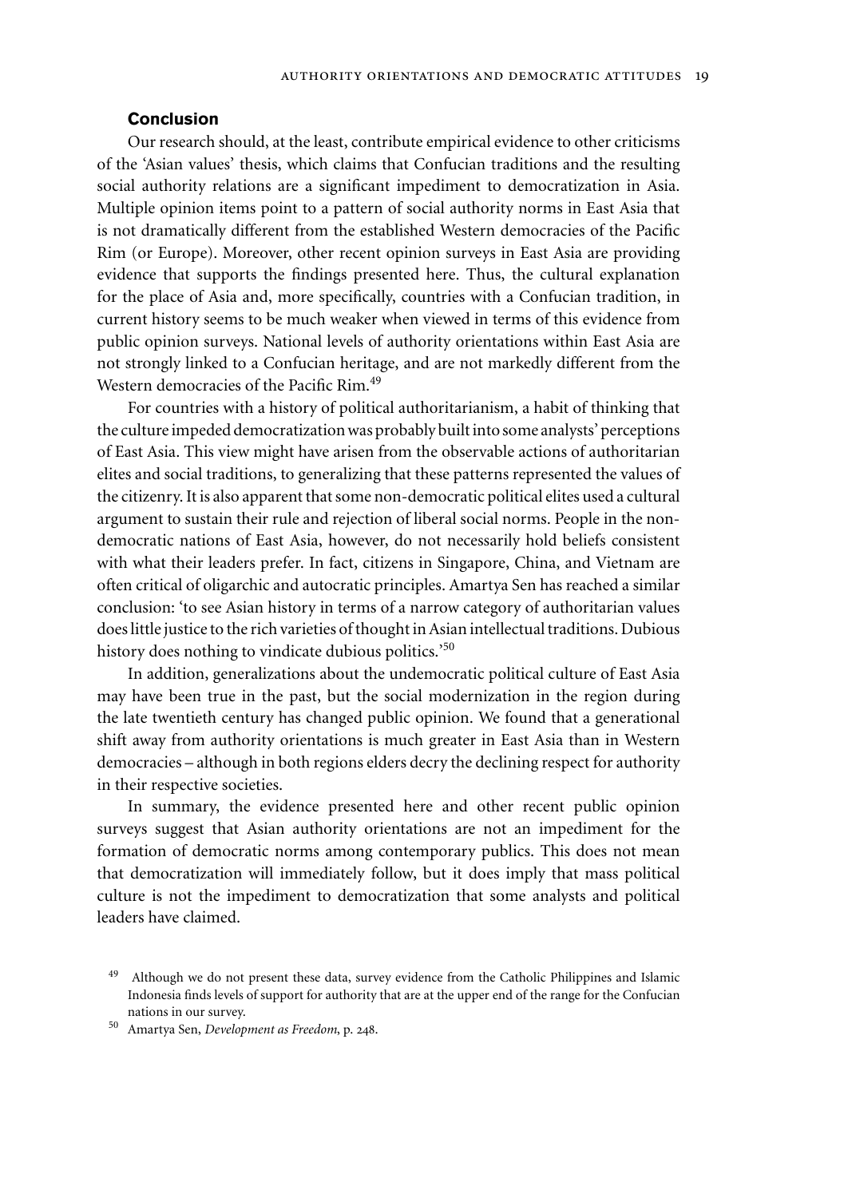## Conclusion

Our research should, at the least, contribute empirical evidence to other criticisms of the 'Asian values' thesis, which claims that Confucian traditions and the resulting social authority relations are a significant impediment to democratization in Asia. Multiple opinion items point to a pattern of social authority norms in East Asia that is not dramatically different from the established Western democracies of the Pacific Rim (or Europe). Moreover, other recent opinion surveys in East Asia are providing evidence that supports the findings presented here. Thus, the cultural explanation for the place of Asia and, more specifically, countries with a Confucian tradition, in current history seems to be much weaker when viewed in terms of this evidence from public opinion surveys. National levels of authority orientations within East Asia are not strongly linked to a Confucian heritage, and are not markedly different from the Western democracies of the Pacific Rim.[49]

For countries with a history of political authoritarianism, a habit of thinking that the culture impeded democratization was probably built into some analysts' perceptions of East Asia. This view might have arisen from the observable actions of authoritarian elites and social traditions, to generalizing that these patterns represented the values of the citizenry. It is also apparent that some non-democratic political elites used a cultural argument to sustain their rule and rejection of liberal social norms. People in the non-democratic nations of East Asia, however, do not necessarily hold beliefs consistent with what their leaders prefer. In fact, citizens in Singapore, China, and Vietnam are often critical of oligarchic and autocratic principles. Amartya Sen has reached a similar conclusion: 'to see Asian history in terms of a narrow category of authoritarian values does little justice to the rich varieties of thought in Asian intellectual traditions. Dubious history does nothing to vindicate dubious politics.'[50]

In addition, generalizations about the undemocratic political culture of East Asia may have been true in the past, but the social modernization in the region during the late twentieth century has changed public opinion. We found that a generational shift away from authority orientations is much greater in East Asia than in Western democracies – although in both regions elders decry the declining respect for authority in their respective societies.

In summary, the evidence presented here and other recent public opinion surveys suggest that Asian authority orientations are not an impediment for the formation of democratic norms among contemporary publics. This does not mean that democratization will immediately follow, but it does imply that mass political culture is not the impediment to democratization that some analysts and political leaders have claimed.

[49] Although we do not present these data, survey evidence from the Catholic Philippines and Islamic Indonesia finds levels of support for authority that are at the upper end of the range for the Confucian nations in our survey.

[50] Amartya Sen, *Development as Freedom*, p. 248.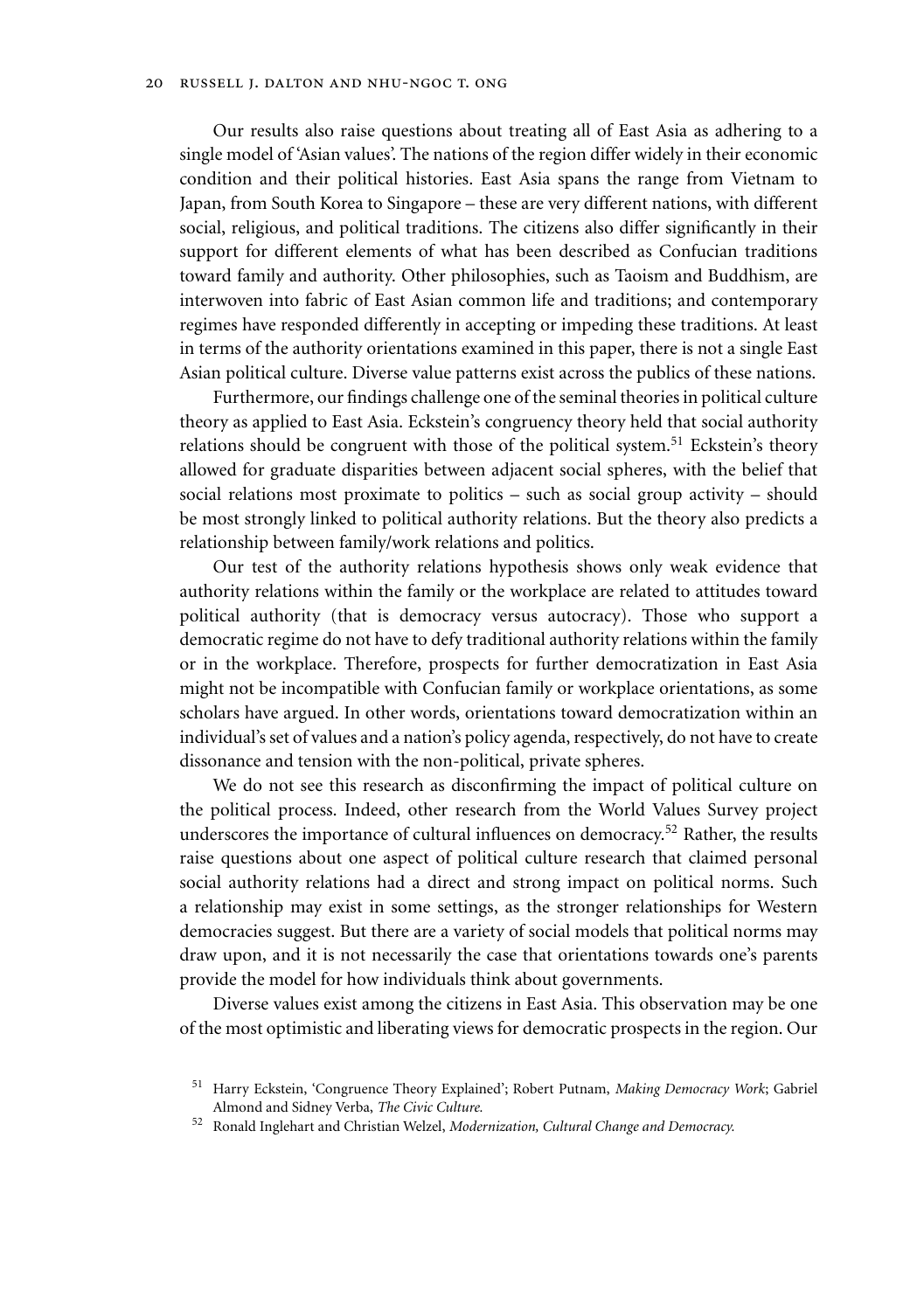Our results also raise questions about treating all of East Asia as adhering to a single model of 'Asian values'. The nations of the region differ widely in their economic condition and their political histories. East Asia spans the range from Vietnam to Japan, from South Korea to Singapore – these are very different nations, with different social, religious, and political traditions. The citizens also differ significantly in their support for different elements of what has been described as Confucian traditions toward family and authority. Other philosophies, such as Taoism and Buddhism, are interwoven into fabric of East Asian common life and traditions; and contemporary regimes have responded differently in accepting or impeding these traditions. At least in terms of the authority orientations examined in this paper, there is not a single East Asian political culture. Diverse value patterns exist across the publics of these nations.

Furthermore, our findings challenge one of the seminal theories in political culture theory as applied to East Asia. Eckstein's congruency theory held that social authority relations should be congruent with those of the political system.[51] Eckstein's theory allowed for graduate disparities between adjacent social spheres, with the belief that social relations most proximate to politics – such as social group activity – should be most strongly linked to political authority relations. But the theory also predicts a relationship between family/work relations and politics.

Our test of the authority relations hypothesis shows only weak evidence that authority relations within the family or the workplace are related to attitudes toward political authority (that is democracy versus autocracy). Those who support a democratic regime do not have to defy traditional authority relations within the family or in the workplace. Therefore, prospects for further democratization in East Asia might not be incompatible with Confucian family or workplace orientations, as some scholars have argued. In other words, orientations toward democratization within an individual's set of values and a nation's policy agenda, respectively, do not have to create dissonance and tension with the non-political, private spheres.

We do not see this research as disconfirming the impact of political culture on the political process. Indeed, other research from the World Values Survey project underscores the importance of cultural influences on democracy.[52] Rather, the results raise questions about one aspect of political culture research that claimed personal social authority relations had a direct and strong impact on political norms. Such a relationship may exist in some settings, as the stronger relationships for Western democracies suggest. But there are a variety of social models that political norms may draw upon, and it is not necessarily the case that orientations towards one's parents provide the model for how individuals think about governments.

Diverse values exist among the citizens in East Asia. This observation may be one of the most optimistic and liberating views for democratic prospects in the region. Our

[51] Harry Eckstein, 'Congruence Theory Explained'; Robert Putnam, *Making Democracy Work*; Gabriel Almond and Sidney Verba, *The Civic Culture*.

[52] Ronald Inglehart and Christian Welzel, *Modernization, Cultural Change and Democracy*.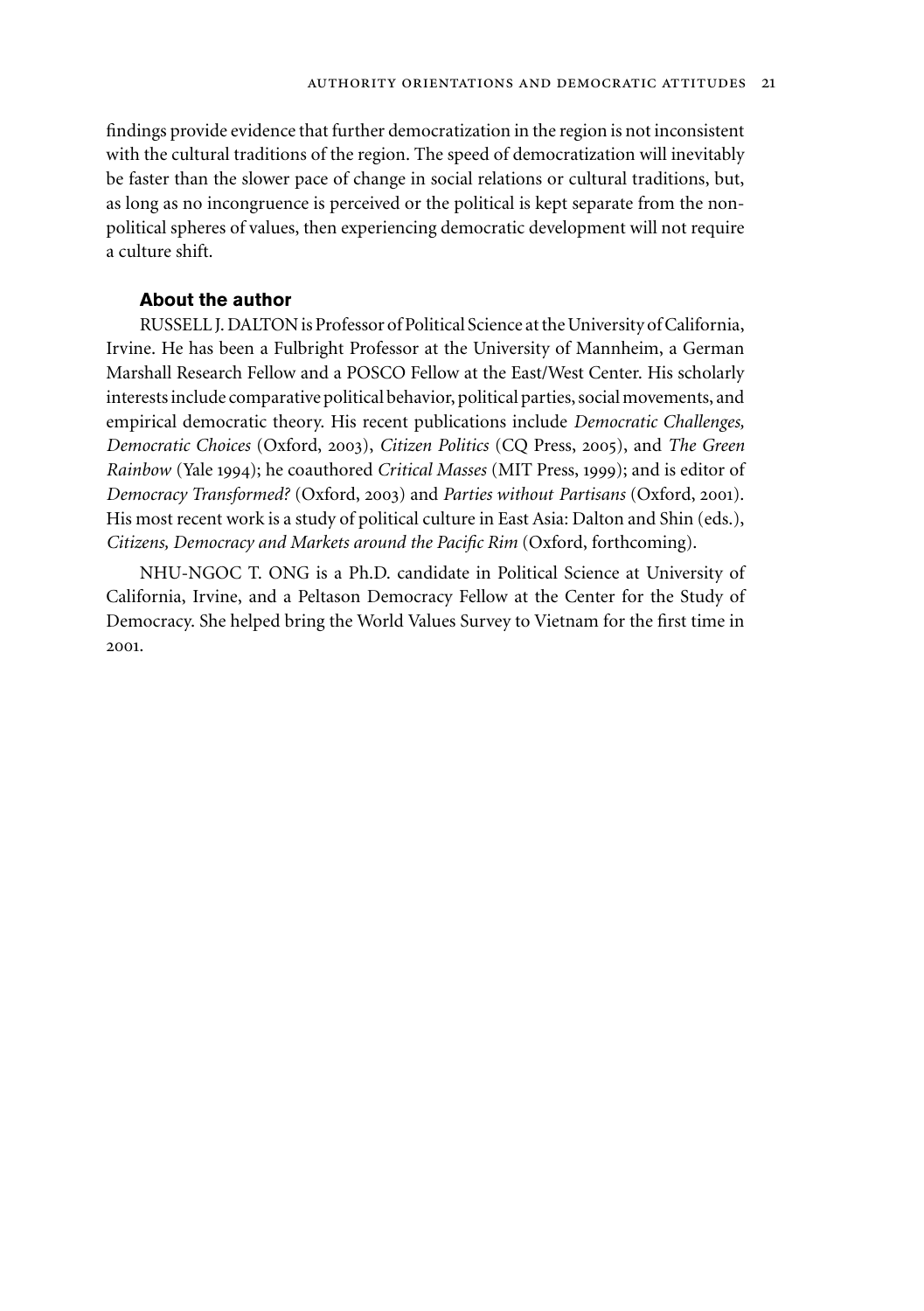findings provide evidence that further democratization in the region is not inconsistent with the cultural traditions of the region. The speed of democratization will inevitably be faster than the slower pace of change in social relations or cultural traditions, but, as long as no incongruence is perceived or the political is kept separate from the non-political spheres of values, then experiencing democratic development will not require a culture shift.

## About the author

RUSSELL J. DALTON is Professor of Political Science at the University of California, Irvine. He has been a Fulbright Professor at the University of Mannheim, a German Marshall Research Fellow and a POSCO Fellow at the East/West Center. His scholarly interests include comparative political behavior, political parties, social movements, and empirical democratic theory. His recent publications include *Democratic Challenges, Democratic Choices* (Oxford, 2003), *Citizen Politics* (CQ Press, 2005), and *The Green Rainbow* (Yale 1994); he coauthored *Critical Masses* (MIT Press, 1999); and is editor of *Democracy Transformed?* (Oxford, 2003) and *Parties without Partisans* (Oxford, 2001). His most recent work is a study of political culture in East Asia: Dalton and Shin (eds.), *Citizens, Democracy and Markets around the Pacific Rim* (Oxford, forthcoming).

NHU-NGOC T. ONG is a Ph.D. candidate in Political Science at University of California, Irvine, and a Peltason Democracy Fellow at the Center for the Study of Democracy. She helped bring the World Values Survey to Vietnam for the first time in 2001.